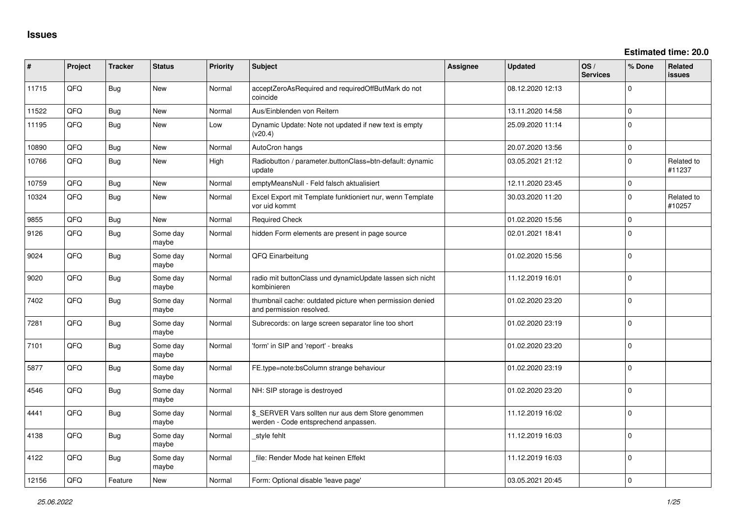# Issues

**Estimated time: 20.0**

| # | Project | Tracker | Status | Priority | Subject | Assignee | Updated | OS / Services | % Done | Related issues |
|---|---|---|---|---|---|---|---|---|---|---|
| 11715 | QFQ | Bug | New | Normal | acceptZeroAsRequired and requiredOffButMark do not coincide | | 08.12.2020 12:13 | | 0 | |
| 11522 | QFQ | Bug | New | Normal | Aus/Einblenden von Reitern | | 13.11.2020 14:58 | | 0 | |
| 11195 | QFQ | Bug | New | Low | Dynamic Update: Note not updated if new text is empty (v20.4) | | 25.09.2020 11:14 | | 0 | |
| 10890 | QFQ | Bug | New | Normal | AutoCron hangs | | 20.07.2020 13:56 | | 0 | |
| 10766 | QFQ | Bug | New | High | Radiobutton / parameter.buttonClass=btn-default: dynamic update | | 03.05.2021 21:12 | | 0 | Related to #11237 |
| 10759 | QFQ | Bug | New | Normal | emptyMeansNull - Feld falsch aktualisiert | | 12.11.2020 23:45 | | 0 | |
| 10324 | QFQ | Bug | New | Normal | Excel Export mit Template funktioniert nur, wenn Template vor uid kommt | | 30.03.2020 11:20 | | 0 | Related to #10257 |
| 9855 | QFQ | Bug | New | Normal | Required Check | | 01.02.2020 15:56 | | 0 | |
| 9126 | QFQ | Bug | Some day maybe | Normal | hidden Form elements are present in page source | | 02.01.2021 18:41 | | 0 | |
| 9024 | QFQ | Bug | Some day maybe | Normal | QFQ Einarbeitung | | 01.02.2020 15:56 | | 0 | |
| 9020 | QFQ | Bug | Some day maybe | Normal | radio mit buttonClass und dynamicUpdate lassen sich nicht kombinieren | | 11.12.2019 16:01 | | 0 | |
| 7402 | QFQ | Bug | Some day maybe | Normal | thumbnail cache: outdated picture when permission denied and permission resolved. | | 01.02.2020 23:20 | | 0 | |
| 7281 | QFQ | Bug | Some day maybe | Normal | Subrecords: on large screen separator line too short | | 01.02.2020 23:19 | | 0 | |
| 7101 | QFQ | Bug | Some day maybe | Normal | 'form' in SIP and 'report' - breaks | | 01.02.2020 23:20 | | 0 | |
| 5877 | QFQ | Bug | Some day maybe | Normal | FE.type=note:bsColumn strange behaviour | | 01.02.2020 23:19 | | 0 | |
| 4546 | QFQ | Bug | Some day maybe | Normal | NH: SIP storage is destroyed | | 01.02.2020 23:20 | | 0 | |
| 4441 | QFQ | Bug | Some day maybe | Normal | $_SERVER Vars sollten nur aus dem Store genommen werden - Code entsprechend anpassen. | | 11.12.2019 16:02 | | 0 | |
| 4138 | QFQ | Bug | Some day maybe | Normal | _style fehlt | | 11.12.2019 16:03 | | 0 | |
| 4122 | QFQ | Bug | Some day maybe | Normal | _file: Render Mode hat keinen Effekt | | 11.12.2019 16:03 | | 0 | |
| 12156 | QFQ | Feature | New | Normal | Form: Optional disable 'leave page' | | 03.05.2021 20:45 | | 0 | |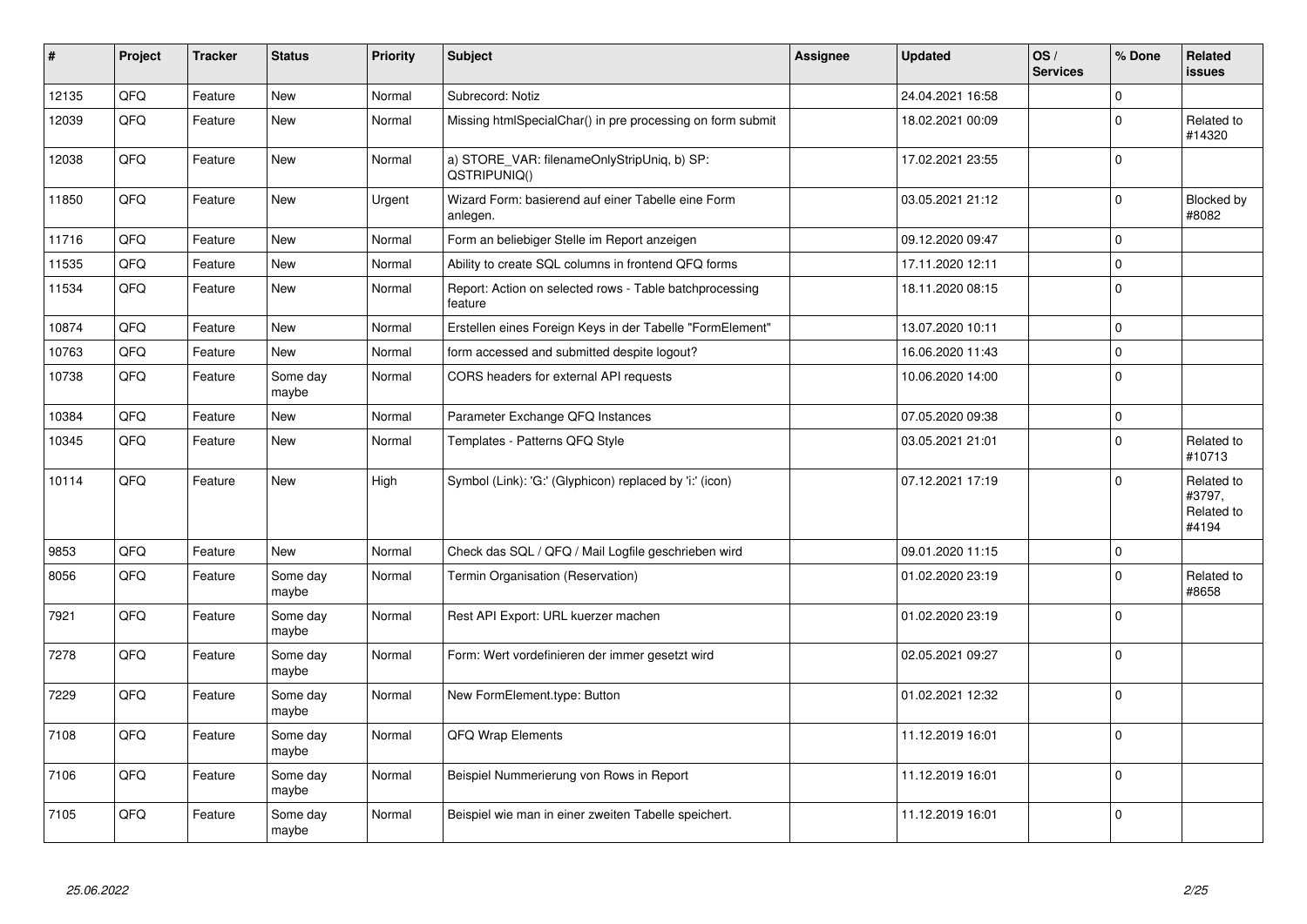| # | Project | Tracker | Status | Priority | Subject | Assignee | Updated | OS / Services | % Done | Related issues |
|---|---|---|---|---|---|---|---|---|---|---|
| 12135 | QFQ | Feature | New | Normal | Subrecord: Notiz | | 24.04.2021 16:58 | | 0 | |
| 12039 | QFQ | Feature | New | Normal | Missing htmlSpecialChar() in pre processing on form submit | | 18.02.2021 00:09 | | 0 | Related to #14320 |
| 12038 | QFQ | Feature | New | Normal | a) STORE_VAR: filenameOnlyStripUniq, b) SP: QSTRIPUNIQ() | | 17.02.2021 23:55 | | 0 | |
| 11850 | QFQ | Feature | New | Urgent | Wizard Form: basierend auf einer Tabelle eine Form anlegen. | | 03.05.2021 21:12 | | 0 | Blocked by #8082 |
| 11716 | QFQ | Feature | New | Normal | Form an beliebiger Stelle im Report anzeigen | | 09.12.2020 09:47 | | 0 | |
| 11535 | QFQ | Feature | New | Normal | Ability to create SQL columns in frontend QFQ forms | | 17.11.2020 12:11 | | 0 | |
| 11534 | QFQ | Feature | New | Normal | Report: Action on selected rows - Table batchprocessing feature | | 18.11.2020 08:15 | | 0 | |
| 10874 | QFQ | Feature | New | Normal | Erstellen eines Foreign Keys in der Tabelle "FormElement" | | 13.07.2020 10:11 | | 0 | |
| 10763 | QFQ | Feature | New | Normal | form accessed and submitted despite logout? | | 16.06.2020 11:43 | | 0 | |
| 10738 | QFQ | Feature | Some day maybe | Normal | CORS headers for external API requests | | 10.06.2020 14:00 | | 0 | |
| 10384 | QFQ | Feature | New | Normal | Parameter Exchange QFQ Instances | | 07.05.2020 09:38 | | 0 | |
| 10345 | QFQ | Feature | New | Normal | Templates - Patterns QFQ Style | | 03.05.2021 21:01 | | 0 | Related to #10713 |
| 10114 | QFQ | Feature | New | High | Symbol (Link): 'G:' (Glyphicon) replaced by 'i:' (icon) | | 07.12.2021 17:19 | | 0 | Related to #3797, Related to #4194 |
| 9853 | QFQ | Feature | New | Normal | Check das SQL / QFQ / Mail Logfile geschrieben wird | | 09.01.2020 11:15 | | 0 | |
| 8056 | QFQ | Feature | Some day maybe | Normal | Termin Organisation (Reservation) | | 01.02.2020 23:19 | | 0 | Related to #8658 |
| 7921 | QFQ | Feature | Some day maybe | Normal | Rest API Export: URL kuerzer machen | | 01.02.2020 23:19 | | 0 | |
| 7278 | QFQ | Feature | Some day maybe | Normal | Form: Wert vordefinieren der immer gesetzt wird | | 02.05.2021 09:27 | | 0 | |
| 7229 | QFQ | Feature | Some day maybe | Normal | New FormElement.type: Button | | 01.02.2021 12:32 | | 0 | |
| 7108 | QFQ | Feature | Some day maybe | Normal | QFQ Wrap Elements | | 11.12.2019 16:01 | | 0 | |
| 7106 | QFQ | Feature | Some day maybe | Normal | Beispiel Nummerierung von Rows in Report | | 11.12.2019 16:01 | | 0 | |
| 7105 | QFQ | Feature | Some day maybe | Normal | Beispiel wie man in einer zweiten Tabelle speichert. | | 11.12.2019 16:01 | | 0 | |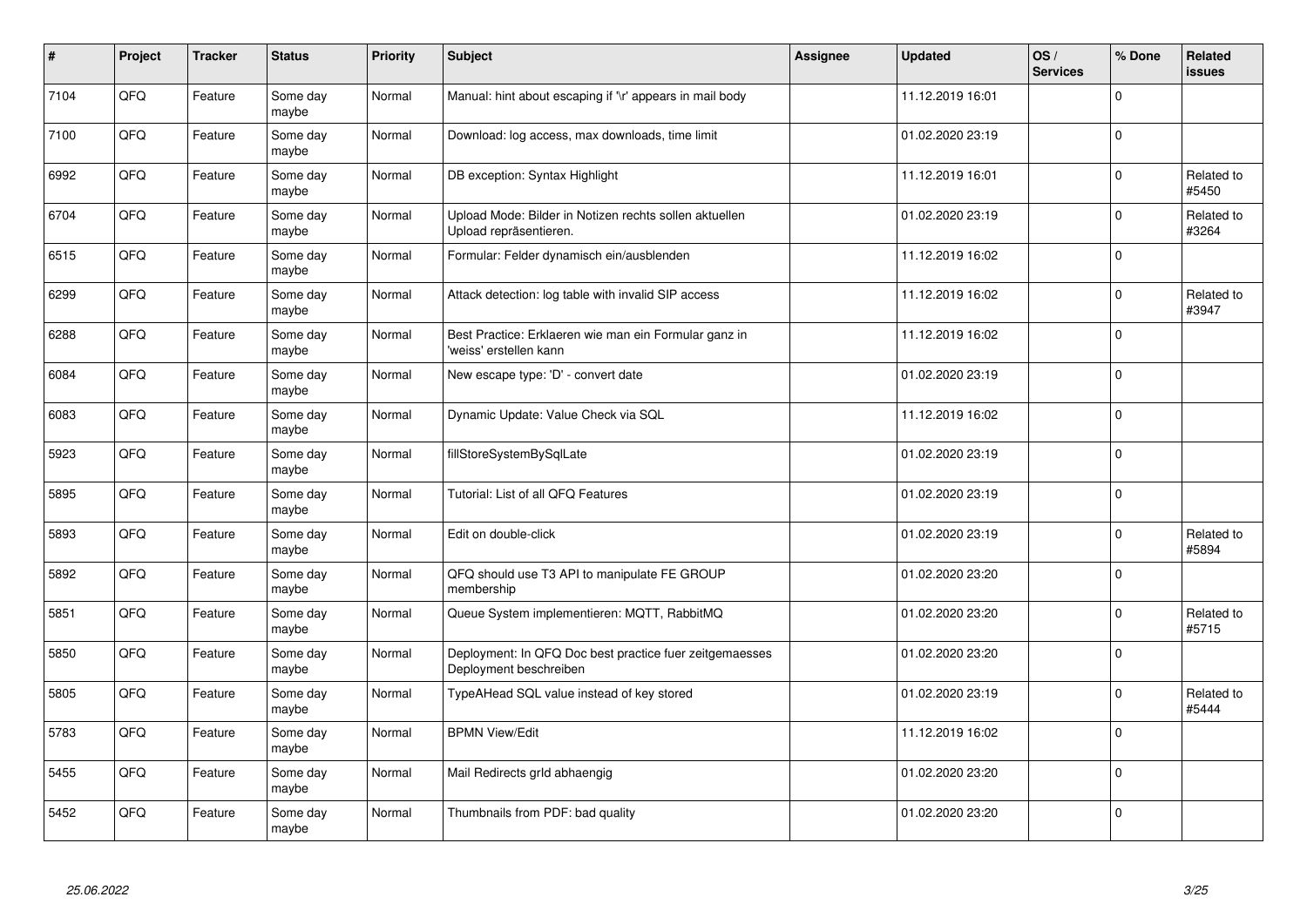| # | Project | Tracker | Status | Priority | Subject | Assignee | Updated | OS / Services | % Done | Related issues |
|---|---|---|---|---|---|---|---|---|---|---|
| 7104 | QFQ | Feature | Some day maybe | Normal | Manual: hint about escaping if '\r' appears in mail body | | 11.12.2019 16:01 | | 0 | |
| 7100 | QFQ | Feature | Some day maybe | Normal | Download: log access, max downloads, time limit | | 01.02.2020 23:19 | | 0 | |
| 6992 | QFQ | Feature | Some day maybe | Normal | DB exception: Syntax Highlight | | 11.12.2019 16:01 | | 0 | Related to #5450 |
| 6704 | QFQ | Feature | Some day maybe | Normal | Upload Mode: Bilder in Notizen rechts sollen aktuellen Upload repräsentieren. | | 01.02.2020 23:19 | | 0 | Related to #3264 |
| 6515 | QFQ | Feature | Some day maybe | Normal | Formular: Felder dynamisch ein/ausblenden | | 11.12.2019 16:02 | | 0 | |
| 6299 | QFQ | Feature | Some day maybe | Normal | Attack detection: log table with invalid SIP access | | 11.12.2019 16:02 | | 0 | Related to #3947 |
| 6288 | QFQ | Feature | Some day maybe | Normal | Best Practice: Erklaeren wie man ein Formular ganz in 'weiss' erstellen kann | | 11.12.2019 16:02 | | 0 | |
| 6084 | QFQ | Feature | Some day maybe | Normal | New escape type: 'D' - convert date | | 01.02.2020 23:19 | | 0 | |
| 6083 | QFQ | Feature | Some day maybe | Normal | Dynamic Update: Value Check via SQL | | 11.12.2019 16:02 | | 0 | |
| 5923 | QFQ | Feature | Some day maybe | Normal | fillStoreSystemBySqlLate | | 01.02.2020 23:19 | | 0 | |
| 5895 | QFQ | Feature | Some day maybe | Normal | Tutorial: List of all QFQ Features | | 01.02.2020 23:19 | | 0 | |
| 5893 | QFQ | Feature | Some day maybe | Normal | Edit on double-click | | 01.02.2020 23:19 | | 0 | Related to #5894 |
| 5892 | QFQ | Feature | Some day maybe | Normal | QFQ should use T3 API to manipulate FE GROUP membership | | 01.02.2020 23:20 | | 0 | |
| 5851 | QFQ | Feature | Some day maybe | Normal | Queue System implementieren: MQTT, RabbitMQ | | 01.02.2020 23:20 | | 0 | Related to #5715 |
| 5850 | QFQ | Feature | Some day maybe | Normal | Deployment: In QFQ Doc best practice fuer zeitgemaesses Deployment beschreiben | | 01.02.2020 23:20 | | 0 | |
| 5805 | QFQ | Feature | Some day maybe | Normal | TypeAHead SQL value instead of key stored | | 01.02.2020 23:19 | | 0 | Related to #5444 |
| 5783 | QFQ | Feature | Some day maybe | Normal | BPMN View/Edit | | 11.12.2019 16:02 | | 0 | |
| 5455 | QFQ | Feature | Some day maybe | Normal | Mail Redirects grId abhaengig | | 01.02.2020 23:20 | | 0 | |
| 5452 | QFQ | Feature | Some day maybe | Normal | Thumbnails from PDF: bad quality | | 01.02.2020 23:20 | | 0 | |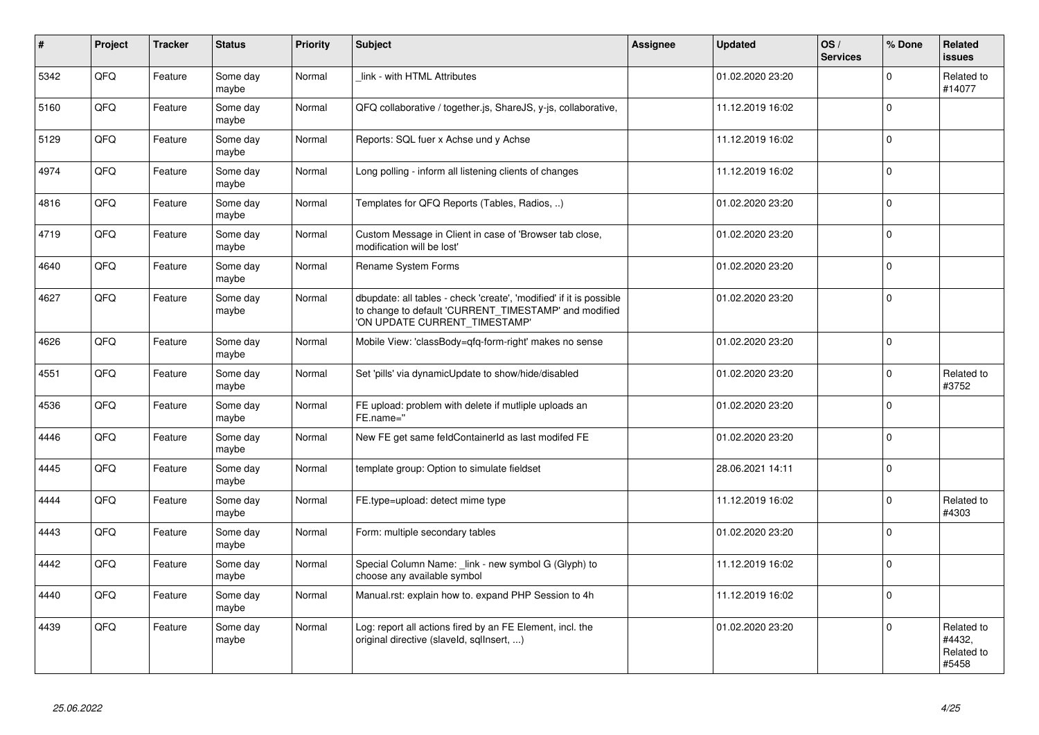| # | Project | Tracker | Status | Priority | Subject | Assignee | Updated | OS / Services | % Done | Related issues |
|---|---|---|---|---|---|---|---|---|---|---|
| 5342 | QFQ | Feature | Some day maybe | Normal | _link - with HTML Attributes | | 01.02.2020 23:20 | | 0 | Related to #14077 |
| 5160 | QFQ | Feature | Some day maybe | Normal | QFQ collaborative / together.js, ShareJS, y-js, collaborative, | | 11.12.2019 16:02 | | 0 | |
| 5129 | QFQ | Feature | Some day maybe | Normal | Reports: SQL fuer x Achse und y Achse | | 11.12.2019 16:02 | | 0 | |
| 4974 | QFQ | Feature | Some day maybe | Normal | Long polling - inform all listening clients of changes | | 11.12.2019 16:02 | | 0 | |
| 4816 | QFQ | Feature | Some day maybe | Normal | Templates for QFQ Reports (Tables, Radios, ..) | | 01.02.2020 23:20 | | 0 | |
| 4719 | QFQ | Feature | Some day maybe | Normal | Custom Message in Client in case of 'Browser tab close, modification will be lost' | | 01.02.2020 23:20 | | 0 | |
| 4640 | QFQ | Feature | Some day maybe | Normal | Rename System Forms | | 01.02.2020 23:20 | | 0 | |
| 4627 | QFQ | Feature | Some day maybe | Normal | dbupdate: all tables - check 'create', 'modified' if it is possible to change to default 'CURRENT_TIMESTAMP' and modified 'ON UPDATE CURRENT_TIMESTAMP' | | 01.02.2020 23:20 | | 0 | |
| 4626 | QFQ | Feature | Some day maybe | Normal | Mobile View: 'classBody=qfq-form-right' makes no sense | | 01.02.2020 23:20 | | 0 | |
| 4551 | QFQ | Feature | Some day maybe | Normal | Set 'pills' via dynamicUpdate to show/hide/disabled | | 01.02.2020 23:20 | | 0 | Related to #3752 |
| 4536 | QFQ | Feature | Some day maybe | Normal | FE upload: problem with delete if mutliple uploads an FE.name='' | | 01.02.2020 23:20 | | 0 | |
| 4446 | QFQ | Feature | Some day maybe | Normal | New FE get same feldContainerId as last modifed FE | | 01.02.2020 23:20 | | 0 | |
| 4445 | QFQ | Feature | Some day maybe | Normal | template group: Option to simulate fieldset | | 28.06.2021 14:11 | | 0 | |
| 4444 | QFQ | Feature | Some day maybe | Normal | FE.type=upload: detect mime type | | 11.12.2019 16:02 | | 0 | Related to #4303 |
| 4443 | QFQ | Feature | Some day maybe | Normal | Form: multiple secondary tables | | 01.02.2020 23:20 | | 0 | |
| 4442 | QFQ | Feature | Some day maybe | Normal | Special Column Name: _link - new symbol G (Glyph) to choose any available symbol | | 11.12.2019 16:02 | | 0 | |
| 4440 | QFQ | Feature | Some day maybe | Normal | Manual.rst: explain how to. expand PHP Session to 4h | | 11.12.2019 16:02 | | 0 | |
| 4439 | QFQ | Feature | Some day maybe | Normal | Log: report all actions fired by an FE Element, incl. the original directive (slaveId, sqlInsert, ...) | | 01.02.2020 23:20 | | 0 | Related to #4432, Related to #5458 |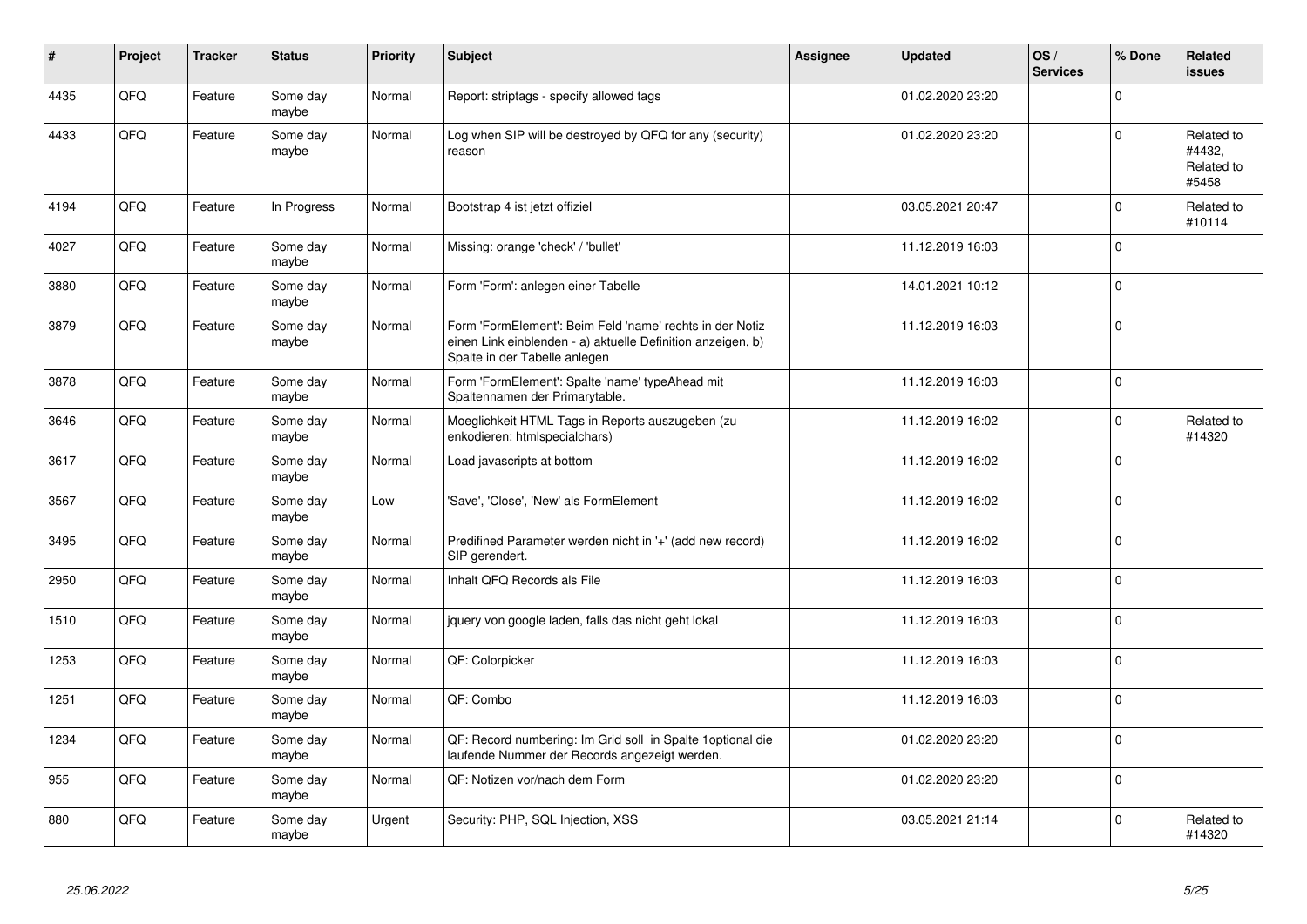| # | Project | Tracker | Status | Priority | Subject | Assignee | Updated | OS / Services | % Done | Related issues |
|---|---|---|---|---|---|---|---|---|---|---|
| 4435 | QFQ | Feature | Some day maybe | Normal | Report: striptags - specify allowed tags | | 01.02.2020 23:20 | | 0 | |
| 4433 | QFQ | Feature | Some day maybe | Normal | Log when SIP will be destroyed by QFQ for any (security) reason | | 01.02.2020 23:20 | | 0 | Related to #4432, Related to #5458 |
| 4194 | QFQ | Feature | In Progress | Normal | Bootstrap 4 ist jetzt offiziel | | 03.05.2021 20:47 | | 0 | Related to #10114 |
| 4027 | QFQ | Feature | Some day maybe | Normal | Missing: orange 'check' / 'bullet' | | 11.12.2019 16:03 | | 0 | |
| 3880 | QFQ | Feature | Some day maybe | Normal | Form 'Form': anlegen einer Tabelle | | 14.01.2021 10:12 | | 0 | |
| 3879 | QFQ | Feature | Some day maybe | Normal | Form 'FormElement': Beim Feld 'name' rechts in der Notiz einen Link einblenden - a) aktuelle Definition anzeigen, b) Spalte in der Tabelle anlegen | | 11.12.2019 16:03 | | 0 | |
| 3878 | QFQ | Feature | Some day maybe | Normal | Form 'FormElement': Spalte 'name' typeAhead mit Spaltennamen der Primarytable. | | 11.12.2019 16:03 | | 0 | |
| 3646 | QFQ | Feature | Some day maybe | Normal | Moeglichkeit HTML Tags in Reports auszugeben (zu enkodieren: htmlspecialchars) | | 11.12.2019 16:02 | | 0 | Related to #14320 |
| 3617 | QFQ | Feature | Some day maybe | Normal | Load javascripts at bottom | | 11.12.2019 16:02 | | 0 | |
| 3567 | QFQ | Feature | Some day maybe | Low | 'Save', 'Close', 'New' als FormElement | | 11.12.2019 16:02 | | 0 | |
| 3495 | QFQ | Feature | Some day maybe | Normal | Predifined Parameter werden nicht in '+' (add new record) SIP gerendert. | | 11.12.2019 16:02 | | 0 | |
| 2950 | QFQ | Feature | Some day maybe | Normal | Inhalt QFQ Records als File | | 11.12.2019 16:03 | | 0 | |
| 1510 | QFQ | Feature | Some day maybe | Normal | jquery von google laden, falls das nicht geht lokal | | 11.12.2019 16:03 | | 0 | |
| 1253 | QFQ | Feature | Some day maybe | Normal | QF: Colorpicker | | 11.12.2019 16:03 | | 0 | |
| 1251 | QFQ | Feature | Some day maybe | Normal | QF: Combo | | 11.12.2019 16:03 | | 0 | |
| 1234 | QFQ | Feature | Some day maybe | Normal | QF: Record numbering: Im Grid soll in Spalte 1optional die laufende Nummer der Records angezeigt werden. | | 01.02.2020 23:20 | | 0 | |
| 955 | QFQ | Feature | Some day maybe | Normal | QF: Notizen vor/nach dem Form | | 01.02.2020 23:20 | | 0 | |
| 880 | QFQ | Feature | Some day maybe | Urgent | Security: PHP, SQL Injection, XSS | | 03.05.2021 21:14 | | 0 | Related to #14320 |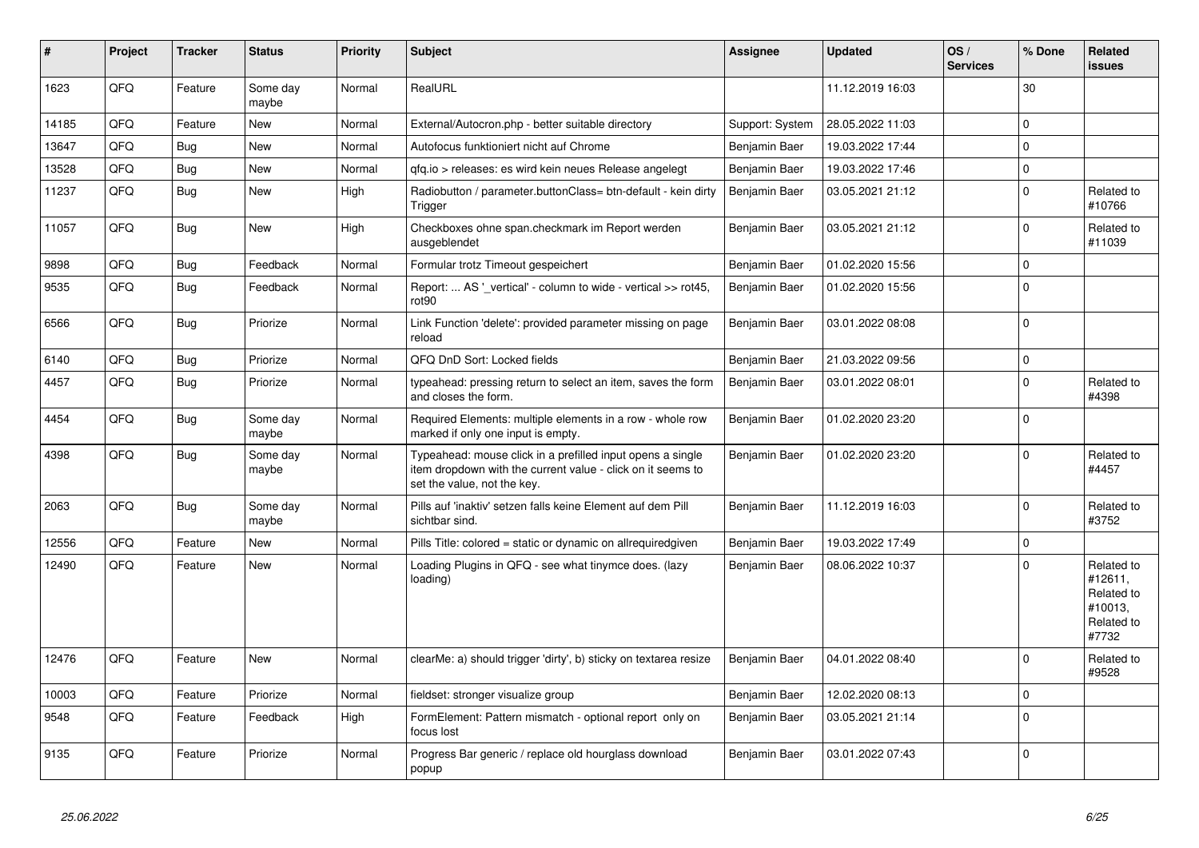| # | Project | Tracker | Status | Priority | Subject | Assignee | Updated | OS / Services | % Done | Related issues |
|---|---|---|---|---|---|---|---|---|---|---|
| 1623 | QFQ | Feature | Some day maybe | Normal | RealURL | | 11.12.2019 16:03 | | 30 | |
| 14185 | QFQ | Feature | New | Normal | External/Autocron.php - better suitable directory | Support: System | 28.05.2022 11:03 | | 0 | |
| 13647 | QFQ | Bug | New | Normal | Autofocus funktioniert nicht auf Chrome | Benjamin Baer | 19.03.2022 17:44 | | 0 | |
| 13528 | QFQ | Bug | New | Normal | qfq.io > releases: es wird kein neues Release angelegt | Benjamin Baer | 19.03.2022 17:46 | | 0 | |
| 11237 | QFQ | Bug | New | High | Radiobutton / parameter.buttonClass= btn-default - kein dirty Trigger | Benjamin Baer | 03.05.2021 21:12 | | 0 | Related to #10766 |
| 11057 | QFQ | Bug | New | High | Checkboxes ohne span.checkmark im Report werden ausgeblendet | Benjamin Baer | 03.05.2021 21:12 | | 0 | Related to #11039 |
| 9898 | QFQ | Bug | Feedback | Normal | Formular trotz Timeout gespeichert | Benjamin Baer | 01.02.2020 15:56 | | 0 | |
| 9535 | QFQ | Bug | Feedback | Normal | Report: ... AS '_vertical' - column to wide - vertical >> rot45, rot90 | Benjamin Baer | 01.02.2020 15:56 | | 0 | |
| 6566 | QFQ | Bug | Priorize | Normal | Link Function 'delete': provided parameter missing on page reload | Benjamin Baer | 03.01.2022 08:08 | | 0 | |
| 6140 | QFQ | Bug | Priorize | Normal | QFQ DnD Sort: Locked fields | Benjamin Baer | 21.03.2022 09:56 | | 0 | |
| 4457 | QFQ | Bug | Priorize | Normal | typeahead: pressing return to select an item, saves the form and closes the form. | Benjamin Baer | 03.01.2022 08:01 | | 0 | Related to #4398 |
| 4454 | QFQ | Bug | Some day maybe | Normal | Required Elements: multiple elements in a row - whole row marked if only one input is empty. | Benjamin Baer | 01.02.2020 23:20 | | 0 | |
| 4398 | QFQ | Bug | Some day maybe | Normal | Typeahead: mouse click in a prefilled input opens a single item dropdown with the current value - click on it seems to set the value, not the key. | Benjamin Baer | 01.02.2020 23:20 | | 0 | Related to #4457 |
| 2063 | QFQ | Bug | Some day maybe | Normal | Pills auf 'inaktiv' setzen falls keine Element auf dem Pill sichtbar sind. | Benjamin Baer | 11.12.2019 16:03 | | 0 | Related to #3752 |
| 12556 | QFQ | Feature | New | Normal | Pills Title: colored = static or dynamic on allrequiredgiven | Benjamin Baer | 19.03.2022 17:49 | | 0 | |
| 12490 | QFQ | Feature | New | Normal | Loading Plugins in QFQ - see what tinymce does. (lazy loading) | Benjamin Baer | 08.06.2022 10:37 | | 0 | Related to #12611, Related to #10013, Related to #7732 |
| 12476 | QFQ | Feature | New | Normal | clearMe: a) should trigger 'dirty', b) sticky on textarea resize | Benjamin Baer | 04.01.2022 08:40 | | 0 | Related to #9528 |
| 10003 | QFQ | Feature | Priorize | Normal | fieldset: stronger visualize group | Benjamin Baer | 12.02.2020 08:13 | | 0 | |
| 9548 | QFQ | Feature | Feedback | High | FormElement: Pattern mismatch - optional report only on focus lost | Benjamin Baer | 03.05.2021 21:14 | | 0 | |
| 9135 | QFQ | Feature | Priorize | Normal | Progress Bar generic / replace old hourglass download popup | Benjamin Baer | 03.01.2022 07:43 | | 0 | |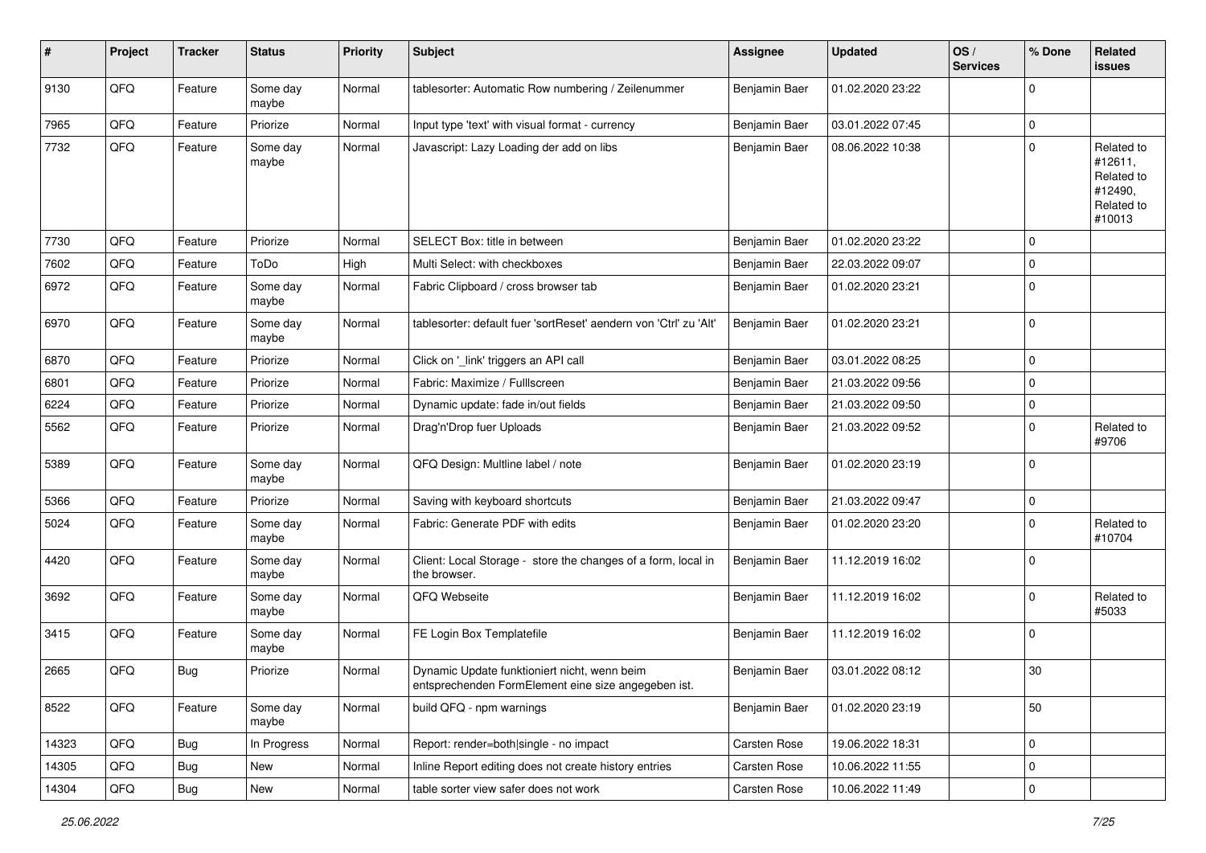| # | Project | Tracker | Status | Priority | Subject | Assignee | Updated | OS / Services | % Done | Related issues |
|---|---|---|---|---|---|---|---|---|---|---|
| 9130 | QFQ | Feature | Some day maybe | Normal | tablesorter: Automatic Row numbering / Zeilenummer | Benjamin Baer | 01.02.2020 23:22 | | 0 | |
| 7965 | QFQ | Feature | Priorize | Normal | Input type 'text' with visual format - currency | Benjamin Baer | 03.01.2022 07:45 | | 0 | |
| 7732 | QFQ | Feature | Some day maybe | Normal | Javascript: Lazy Loading der add on libs | Benjamin Baer | 08.06.2022 10:38 | | 0 | Related to #12611, Related to #12490, Related to #10013 |
| 7730 | QFQ | Feature | Priorize | Normal | SELECT Box: title in between | Benjamin Baer | 01.02.2020 23:22 | | 0 | |
| 7602 | QFQ | Feature | ToDo | High | Multi Select: with checkboxes | Benjamin Baer | 22.03.2022 09:07 | | 0 | |
| 6972 | QFQ | Feature | Some day maybe | Normal | Fabric Clipboard / cross browser tab | Benjamin Baer | 01.02.2020 23:21 | | 0 | |
| 6970 | QFQ | Feature | Some day maybe | Normal | tablesorter: default fuer 'sortReset' aendern von 'Ctrl' zu 'Alt' | Benjamin Baer | 01.02.2020 23:21 | | 0 | |
| 6870 | QFQ | Feature | Priorize | Normal | Click on '_link' triggers an API call | Benjamin Baer | 03.01.2022 08:25 | | 0 | |
| 6801 | QFQ | Feature | Priorize | Normal | Fabric: Maximize / Fulllscreen | Benjamin Baer | 21.03.2022 09:56 | | 0 | |
| 6224 | QFQ | Feature | Priorize | Normal | Dynamic update: fade in/out fields | Benjamin Baer | 21.03.2022 09:50 | | 0 | |
| 5562 | QFQ | Feature | Priorize | Normal | Drag'n'Drop fuer Uploads | Benjamin Baer | 21.03.2022 09:52 | | 0 | Related to #9706 |
| 5389 | QFQ | Feature | Some day maybe | Normal | QFQ Design: Multline label / note | Benjamin Baer | 01.02.2020 23:19 | | 0 | |
| 5366 | QFQ | Feature | Priorize | Normal | Saving with keyboard shortcuts | Benjamin Baer | 21.03.2022 09:47 | | 0 | |
| 5024 | QFQ | Feature | Some day maybe | Normal | Fabric: Generate PDF with edits | Benjamin Baer | 01.02.2020 23:20 | | 0 | Related to #10704 |
| 4420 | QFQ | Feature | Some day maybe | Normal | Client: Local Storage - store the changes of a form, local in the browser. | Benjamin Baer | 11.12.2019 16:02 | | 0 | |
| 3692 | QFQ | Feature | Some day maybe | Normal | QFQ Webseite | Benjamin Baer | 11.12.2019 16:02 | | 0 | Related to #5033 |
| 3415 | QFQ | Feature | Some day maybe | Normal | FE Login Box Templatefile | Benjamin Baer | 11.12.2019 16:02 | | 0 | |
| 2665 | QFQ | Bug | Priorize | Normal | Dynamic Update funktioniert nicht, wenn beim entsprechenden FormElement eine size angegeben ist. | Benjamin Baer | 03.01.2022 08:12 | | 30 | |
| 8522 | QFQ | Feature | Some day maybe | Normal | build QFQ - npm warnings | Benjamin Baer | 01.02.2020 23:19 | | 50 | |
| 14323 | QFQ | Bug | In Progress | Normal | Report: render=both\|single - no impact | Carsten Rose | 19.06.2022 18:31 | | 0 | |
| 14305 | QFQ | Bug | New | Normal | Inline Report editing does not create history entries | Carsten Rose | 10.06.2022 11:55 | | 0 | |
| 14304 | QFQ | Bug | New | Normal | table sorter view safer does not work | Carsten Rose | 10.06.2022 11:49 | | 0 | |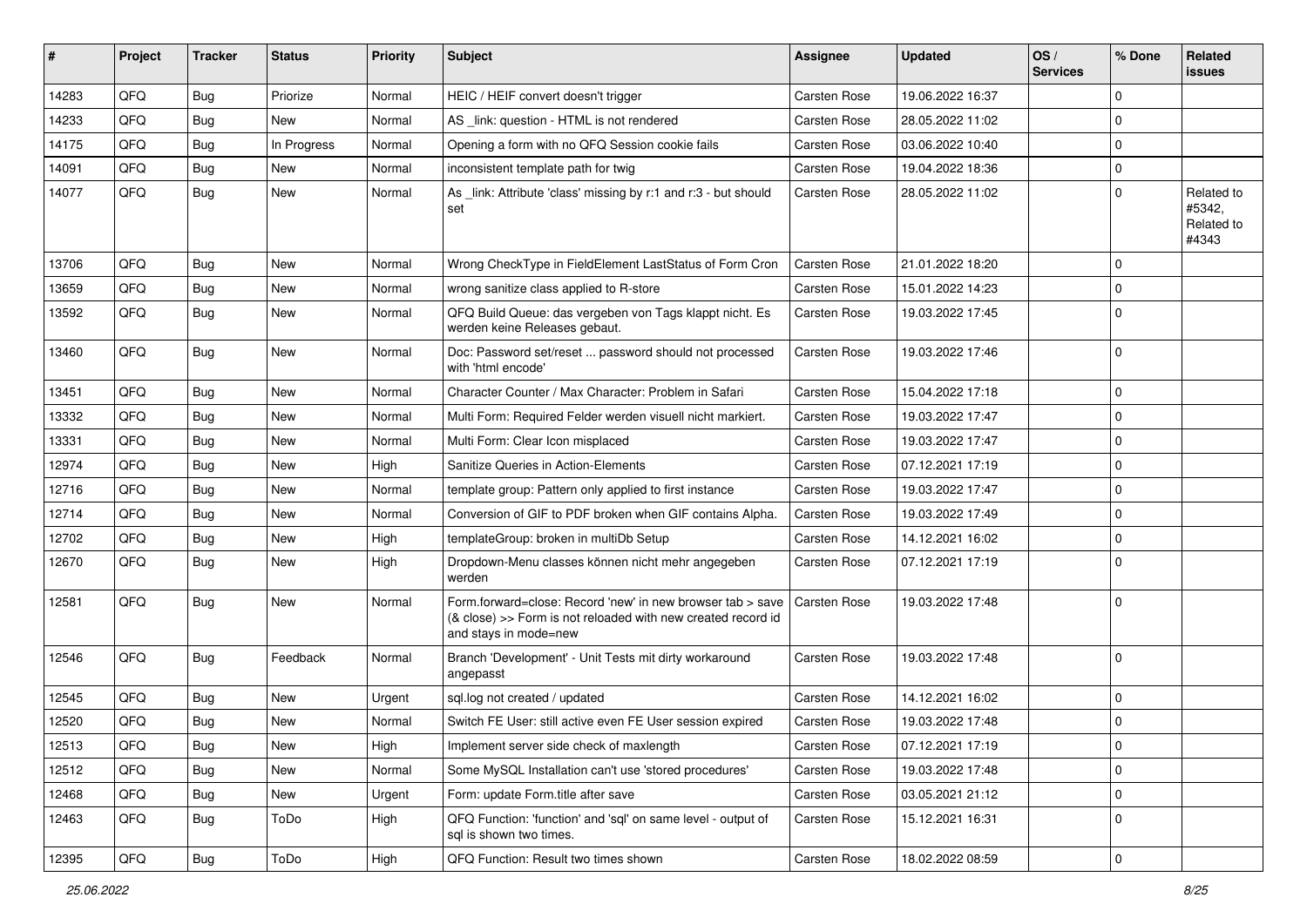| # | Project | Tracker | Status | Priority | Subject | Assignee | Updated | OS / Services | % Done | Related issues |
|---|---|---|---|---|---|---|---|---|---|---|
| 14283 | QFQ | Bug | Priorize | Normal | HEIC / HEIF convert doesn't trigger | Carsten Rose | 19.06.2022 16:37 | | 0 | |
| 14233 | QFQ | Bug | New | Normal | AS _link: question - HTML is not rendered | Carsten Rose | 28.05.2022 11:02 | | 0 | |
| 14175 | QFQ | Bug | In Progress | Normal | Opening a form with no QFQ Session cookie fails | Carsten Rose | 03.06.2022 10:40 | | 0 | |
| 14091 | QFQ | Bug | New | Normal | inconsistent template path for twig | Carsten Rose | 19.04.2022 18:36 | | 0 | |
| 14077 | QFQ | Bug | New | Normal | As _link: Attribute 'class' missing by r:1 and r:3 - but should set | Carsten Rose | 28.05.2022 11:02 | | 0 | Related to #5342, Related to #4343 |
| 13706 | QFQ | Bug | New | Normal | Wrong CheckType in FieldElement LastStatus of Form Cron | Carsten Rose | 21.01.2022 18:20 | | 0 | |
| 13659 | QFQ | Bug | New | Normal | wrong sanitize class applied to R-store | Carsten Rose | 15.01.2022 14:23 | | 0 | |
| 13592 | QFQ | Bug | New | Normal | QFQ Build Queue: das vergeben von Tags klappt nicht. Es werden keine Releases gebaut. | Carsten Rose | 19.03.2022 17:45 | | 0 | |
| 13460 | QFQ | Bug | New | Normal | Doc: Password set/reset ... password should not processed with 'html encode' | Carsten Rose | 19.03.2022 17:46 | | 0 | |
| 13451 | QFQ | Bug | New | Normal | Character Counter / Max Character: Problem in Safari | Carsten Rose | 15.04.2022 17:18 | | 0 | |
| 13332 | QFQ | Bug | New | Normal | Multi Form: Required Felder werden visuell nicht markiert. | Carsten Rose | 19.03.2022 17:47 | | 0 | |
| 13331 | QFQ | Bug | New | Normal | Multi Form: Clear Icon misplaced | Carsten Rose | 19.03.2022 17:47 | | 0 | |
| 12974 | QFQ | Bug | New | High | Sanitize Queries in Action-Elements | Carsten Rose | 07.12.2021 17:19 | | 0 | |
| 12716 | QFQ | Bug | New | Normal | template group: Pattern only applied to first instance | Carsten Rose | 19.03.2022 17:47 | | 0 | |
| 12714 | QFQ | Bug | New | Normal | Conversion of GIF to PDF broken when GIF contains Alpha. | Carsten Rose | 19.03.2022 17:49 | | 0 | |
| 12702 | QFQ | Bug | New | High | templateGroup: broken in multiDb Setup | Carsten Rose | 14.12.2021 16:02 | | 0 | |
| 12670 | QFQ | Bug | New | High | Dropdown-Menu classes können nicht mehr angegeben werden | Carsten Rose | 07.12.2021 17:19 | | 0 | |
| 12581 | QFQ | Bug | New | Normal | Form.forward=close: Record 'new' in new browser tab > save (& close) >> Form is not reloaded with new created record id and stays in mode=new | Carsten Rose | 19.03.2022 17:48 | | 0 | |
| 12546 | QFQ | Bug | Feedback | Normal | Branch 'Development' - Unit Tests mit dirty workaround angepasst | Carsten Rose | 19.03.2022 17:48 | | 0 | |
| 12545 | QFQ | Bug | New | Urgent | sql.log not created / updated | Carsten Rose | 14.12.2021 16:02 | | 0 | |
| 12520 | QFQ | Bug | New | Normal | Switch FE User: still active even FE User session expired | Carsten Rose | 19.03.2022 17:48 | | 0 | |
| 12513 | QFQ | Bug | New | High | Implement server side check of maxlength | Carsten Rose | 07.12.2021 17:19 | | 0 | |
| 12512 | QFQ | Bug | New | Normal | Some MySQL Installation can't use 'stored procedures' | Carsten Rose | 19.03.2022 17:48 | | 0 | |
| 12468 | QFQ | Bug | New | Urgent | Form: update Form.title after save | Carsten Rose | 03.05.2021 21:12 | | 0 | |
| 12463 | QFQ | Bug | ToDo | High | QFQ Function: 'function' and 'sql' on same level - output of sql is shown two times. | Carsten Rose | 15.12.2021 16:31 | | 0 | |
| 12395 | QFQ | Bug | ToDo | High | QFQ Function: Result two times shown | Carsten Rose | 18.02.2022 08:59 | | 0 | |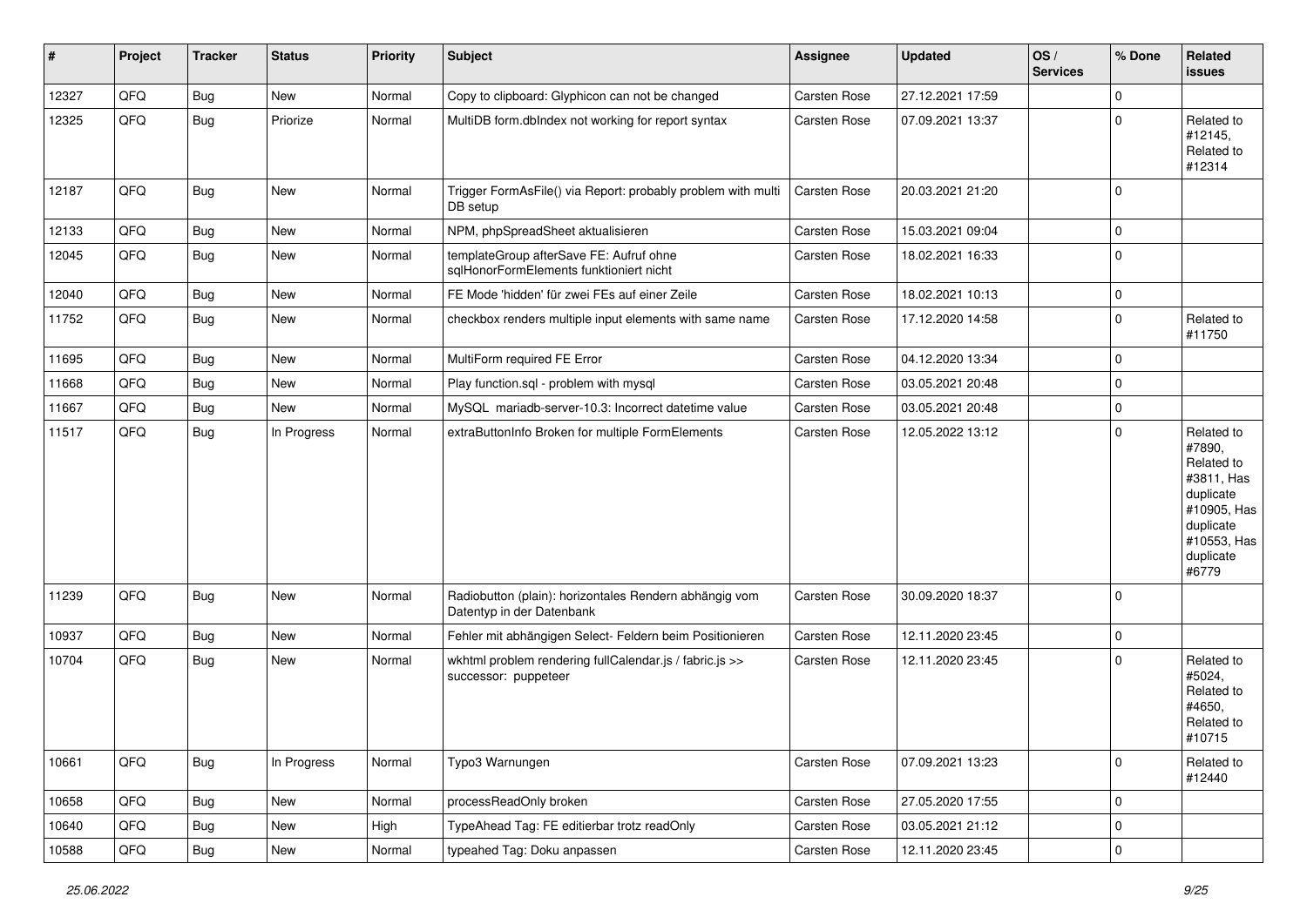| # | Project | Tracker | Status | Priority | Subject | Assignee | Updated | OS / Services | % Done | Related issues |
|---|---|---|---|---|---|---|---|---|---|---|
| 12327 | QFQ | Bug | New | Normal | Copy to clipboard: Glyphicon can not be changed | Carsten Rose | 27.12.2021 17:59 | | 0 | |
| 12325 | QFQ | Bug | Priorize | Normal | MultiDB form.dbIndex not working for report syntax | Carsten Rose | 07.09.2021 13:37 | | 0 | Related to #12145, Related to #12314 |
| 12187 | QFQ | Bug | New | Normal | Trigger FormAsFile() via Report: probably problem with multi DB setup | Carsten Rose | 20.03.2021 21:20 | | 0 | |
| 12133 | QFQ | Bug | New | Normal | NPM, phpSpreadSheet aktualisieren | Carsten Rose | 15.03.2021 09:04 | | 0 | |
| 12045 | QFQ | Bug | New | Normal | templateGroup afterSave FE: Aufruf ohne sqlHonorFormElements funktioniert nicht | Carsten Rose | 18.02.2021 16:33 | | 0 | |
| 12040 | QFQ | Bug | New | Normal | FE Mode 'hidden' für zwei FEs auf einer Zeile | Carsten Rose | 18.02.2021 10:13 | | 0 | |
| 11752 | QFQ | Bug | New | Normal | checkbox renders multiple input elements with same name | Carsten Rose | 17.12.2020 14:58 | | 0 | Related to #11750 |
| 11695 | QFQ | Bug | New | Normal | MultiForm required FE Error | Carsten Rose | 04.12.2020 13:34 | | 0 | |
| 11668 | QFQ | Bug | New | Normal | Play function.sql - problem with mysql | Carsten Rose | 03.05.2021 20:48 | | 0 | |
| 11667 | QFQ | Bug | New | Normal | MySQL mariadb-server-10.3: Incorrect datetime value | Carsten Rose | 03.05.2021 20:48 | | 0 | |
| 11517 | QFQ | Bug | In Progress | Normal | extraButtonInfo Broken for multiple FormElements | Carsten Rose | 12.05.2022 13:12 | | 0 | Related to #7890, Related to #3811, Has duplicate #10905, Has duplicate #10553, Has duplicate #6779 |
| 11239 | QFQ | Bug | New | Normal | Radiobutton (plain): horizontales Rendern abhängig vom Datentyp in der Datenbank | Carsten Rose | 30.09.2020 18:37 | | 0 | |
| 10937 | QFQ | Bug | New | Normal | Fehler mit abhängigen Select- Feldern beim Positionieren | Carsten Rose | 12.11.2020 23:45 | | 0 | |
| 10704 | QFQ | Bug | New | Normal | wkhtml problem rendering fullCalendar.js / fabric.js >> successor: puppeteer | Carsten Rose | 12.11.2020 23:45 | | 0 | Related to #5024, Related to #4650, Related to #10715 |
| 10661 | QFQ | Bug | In Progress | Normal | Typo3 Warnungen | Carsten Rose | 07.09.2021 13:23 | | 0 | Related to #12440 |
| 10658 | QFQ | Bug | New | Normal | processReadOnly broken | Carsten Rose | 27.05.2020 17:55 | | 0 | |
| 10640 | QFQ | Bug | New | High | TypeAhead Tag: FE editierbar trotz readOnly | Carsten Rose | 03.05.2021 21:12 | | 0 | |
| 10588 | QFQ | Bug | New | Normal | typeahed Tag: Doku anpassen | Carsten Rose | 12.11.2020 23:45 | | 0 | |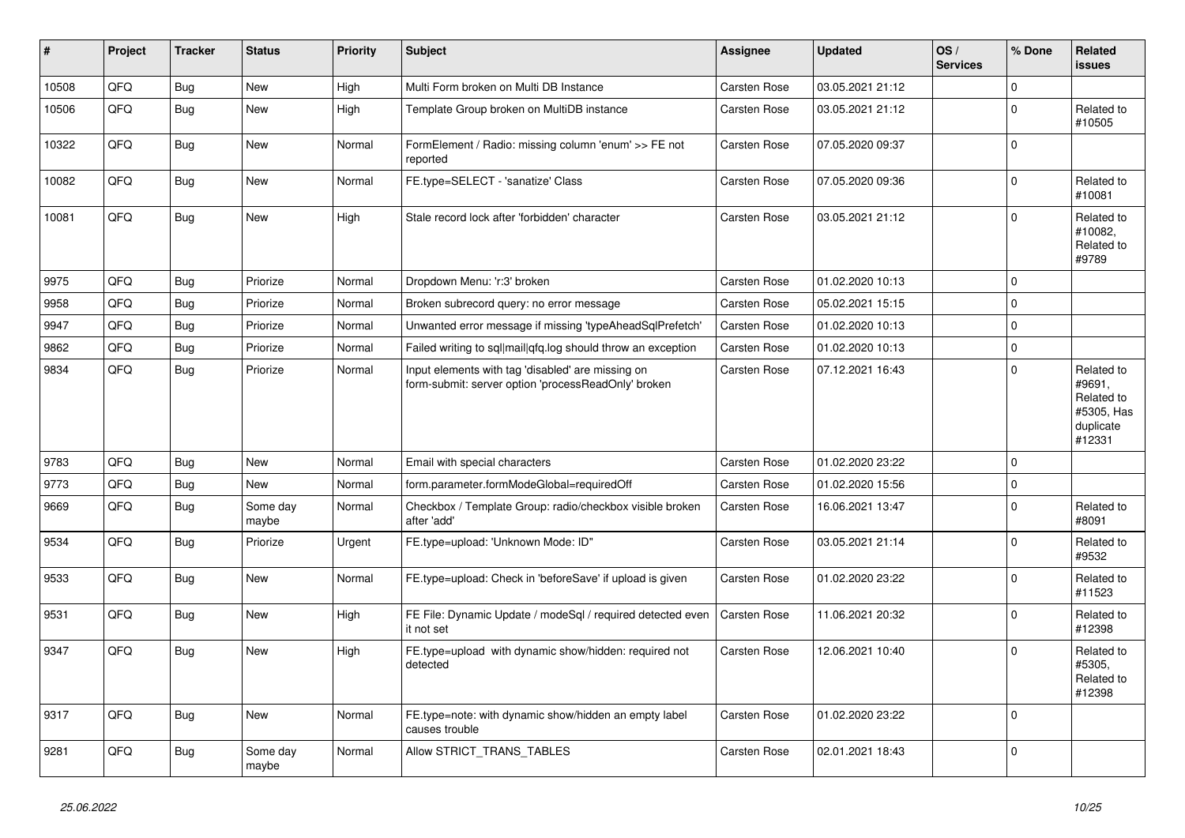| # | Project | Tracker | Status | Priority | Subject | Assignee | Updated | OS / Services | % Done | Related issues |
|---|---|---|---|---|---|---|---|---|---|---|
| 10508 | QFQ | Bug | New | High | Multi Form broken on Multi DB Instance | Carsten Rose | 03.05.2021 21:12 | | 0 | |
| 10506 | QFQ | Bug | New | High | Template Group broken on MultiDB instance | Carsten Rose | 03.05.2021 21:12 | | 0 | Related to #10505 |
| 10322 | QFQ | Bug | New | Normal | FormElement / Radio: missing column 'enum' >> FE not reported | Carsten Rose | 07.05.2020 09:37 | | 0 | |
| 10082 | QFQ | Bug | New | Normal | FE.type=SELECT - 'sanatize' Class | Carsten Rose | 07.05.2020 09:36 | | 0 | Related to #10081 |
| 10081 | QFQ | Bug | New | High | Stale record lock after 'forbidden' character | Carsten Rose | 03.05.2021 21:12 | | 0 | Related to #10082, Related to #9789 |
| 9975 | QFQ | Bug | Priorize | Normal | Dropdown Menu: 'r:3' broken | Carsten Rose | 01.02.2020 10:13 | | 0 | |
| 9958 | QFQ | Bug | Priorize | Normal | Broken subrecord query: no error message | Carsten Rose | 05.02.2021 15:15 | | 0 | |
| 9947 | QFQ | Bug | Priorize | Normal | Unwanted error message if missing 'typeAheadSqlPrefetch' | Carsten Rose | 01.02.2020 10:13 | | 0 | |
| 9862 | QFQ | Bug | Priorize | Normal | Failed writing to sql\|mail\|qfq.log should throw an exception | Carsten Rose | 01.02.2020 10:13 | | 0 | |
| 9834 | QFQ | Bug | Priorize | Normal | Input elements with tag 'disabled' are missing on form-submit: server option 'processReadOnly' broken | Carsten Rose | 07.12.2021 16:43 | | 0 | Related to #9691, Related to #5305, Has duplicate #12331 |
| 9783 | QFQ | Bug | New | Normal | Email with special characters | Carsten Rose | 01.02.2020 23:22 | | 0 | |
| 9773 | QFQ | Bug | New | Normal | form.parameter.formModeGlobal=requiredOff | Carsten Rose | 01.02.2020 15:56 | | 0 | |
| 9669 | QFQ | Bug | Some day maybe | Normal | Checkbox / Template Group: radio/checkbox visible broken after 'add' | Carsten Rose | 16.06.2021 13:47 | | 0 | Related to #8091 |
| 9534 | QFQ | Bug | Priorize | Urgent | FE.type=upload: 'Unknown Mode: ID" | Carsten Rose | 03.05.2021 21:14 | | 0 | Related to #9532 |
| 9533 | QFQ | Bug | New | Normal | FE.type=upload: Check in 'beforeSave' if upload is given | Carsten Rose | 01.02.2020 23:22 | | 0 | Related to #11523 |
| 9531 | QFQ | Bug | New | High | FE File: Dynamic Update / modeSql / required detected even it not set | Carsten Rose | 11.06.2021 20:32 | | 0 | Related to #12398 |
| 9347 | QFQ | Bug | New | High | FE.type=upload with dynamic show/hidden: required not detected | Carsten Rose | 12.06.2021 10:40 | | 0 | Related to #5305, Related to #12398 |
| 9317 | QFQ | Bug | New | Normal | FE.type=note: with dynamic show/hidden an empty label causes trouble | Carsten Rose | 01.02.2020 23:22 | | 0 | |
| 9281 | QFQ | Bug | Some day maybe | Normal | Allow STRICT_TRANS_TABLES | Carsten Rose | 02.01.2021 18:43 | | 0 | |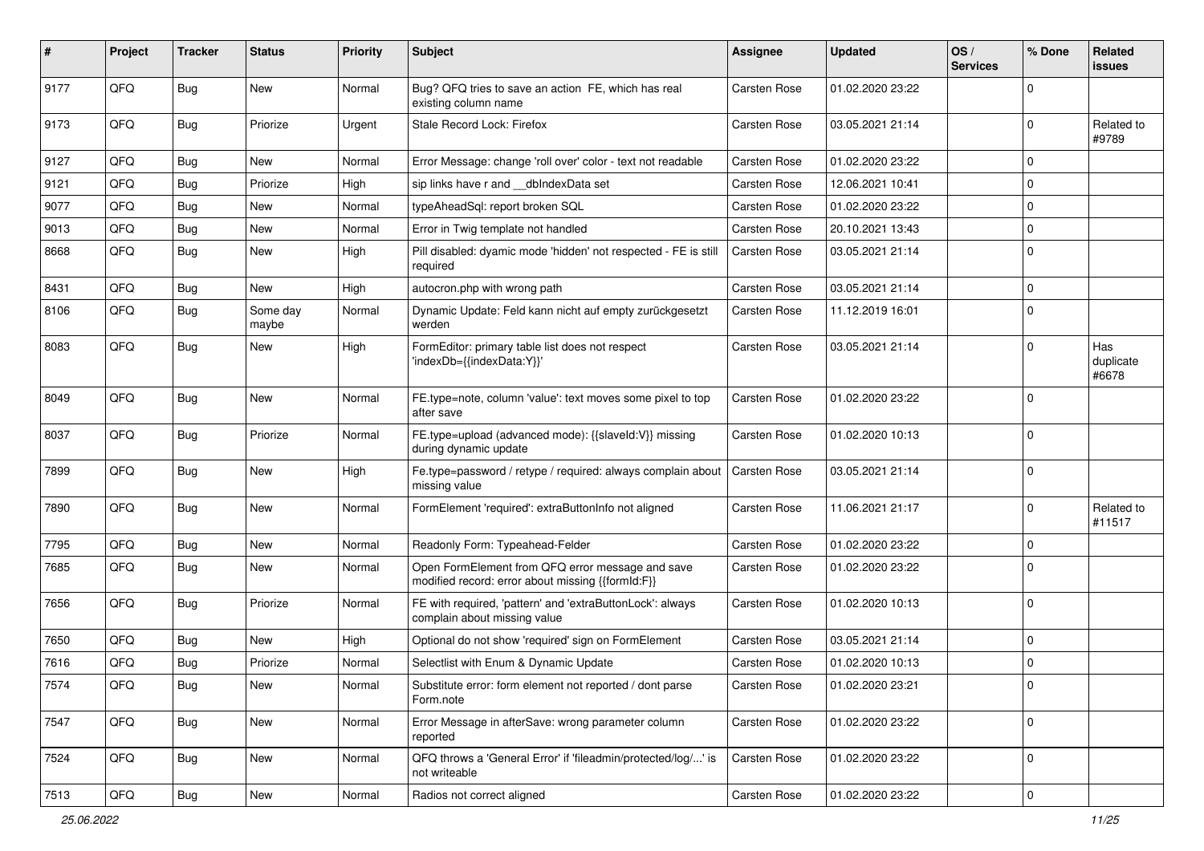| # | Project | Tracker | Status | Priority | Subject | Assignee | Updated | OS / Services | % Done | Related issues |
|---|---|---|---|---|---|---|---|---|---|---|
| 9177 | QFQ | Bug | New | Normal | Bug? QFQ tries to save an action FE, which has real existing column name | Carsten Rose | 01.02.2020 23:22 | | 0 | |
| 9173 | QFQ | Bug | Priorize | Urgent | Stale Record Lock: Firefox | Carsten Rose | 03.05.2021 21:14 | | 0 | Related to #9789 |
| 9127 | QFQ | Bug | New | Normal | Error Message: change 'roll over' color - text not readable | Carsten Rose | 01.02.2020 23:22 | | 0 | |
| 9121 | QFQ | Bug | Priorize | High | sip links have r and __dbIndexData set | Carsten Rose | 12.06.2021 10:41 | | 0 | |
| 9077 | QFQ | Bug | New | Normal | typeAheadSql: report broken SQL | Carsten Rose | 01.02.2020 23:22 | | 0 | |
| 9013 | QFQ | Bug | New | Normal | Error in Twig template not handled | Carsten Rose | 20.10.2021 13:43 | | 0 | |
| 8668 | QFQ | Bug | New | High | Pill disabled: dyamic mode 'hidden' not respected - FE is still required | Carsten Rose | 03.05.2021 21:14 | | 0 | |
| 8431 | QFQ | Bug | New | High | autocron.php with wrong path | Carsten Rose | 03.05.2021 21:14 | | 0 | |
| 8106 | QFQ | Bug | Some day maybe | Normal | Dynamic Update: Feld kann nicht auf empty zurückgesetzt werden | Carsten Rose | 11.12.2019 16:01 | | 0 | |
| 8083 | QFQ | Bug | New | High | FormEditor: primary table list does not respect 'indexDb={{indexData:Y}}' | Carsten Rose | 03.05.2021 21:14 | | 0 | Has duplicate #6678 |
| 8049 | QFQ | Bug | New | Normal | FE.type=note, column 'value': text moves some pixel to top after save | Carsten Rose | 01.02.2020 23:22 | | 0 | |
| 8037 | QFQ | Bug | Priorize | Normal | FE.type=upload (advanced mode): {{slaveId:V}} missing during dynamic update | Carsten Rose | 01.02.2020 10:13 | | 0 | |
| 7899 | QFQ | Bug | New | High | Fe.type=password / retype / required: always complain about missing value | Carsten Rose | 03.05.2021 21:14 | | 0 | |
| 7890 | QFQ | Bug | New | Normal | FormElement 'required': extraButtonInfo not aligned | Carsten Rose | 11.06.2021 21:17 | | 0 | Related to #11517 |
| 7795 | QFQ | Bug | New | Normal | Readonly Form: Typeahead-Felder | Carsten Rose | 01.02.2020 23:22 | | 0 | |
| 7685 | QFQ | Bug | New | Normal | Open FormElement from QFQ error message and save modified record: error about missing {{formId:F}} | Carsten Rose | 01.02.2020 23:22 | | 0 | |
| 7656 | QFQ | Bug | Priorize | Normal | FE with required, 'pattern' and 'extraButtonLock': always complain about missing value | Carsten Rose | 01.02.2020 10:13 | | 0 | |
| 7650 | QFQ | Bug | New | High | Optional do not show 'required' sign on FormElement | Carsten Rose | 03.05.2021 21:14 | | 0 | |
| 7616 | QFQ | Bug | Priorize | Normal | Selectlist with Enum & Dynamic Update | Carsten Rose | 01.02.2020 10:13 | | 0 | |
| 7574 | QFQ | Bug | New | Normal | Substitute error: form element not reported / dont parse Form.note | Carsten Rose | 01.02.2020 23:21 | | 0 | |
| 7547 | QFQ | Bug | New | Normal | Error Message in afterSave: wrong parameter column reported | Carsten Rose | 01.02.2020 23:22 | | 0 | |
| 7524 | QFQ | Bug | New | Normal | QFQ throws a 'General Error' if 'fileadmin/protected/log/...' is not writeable | Carsten Rose | 01.02.2020 23:22 | | 0 | |
| 7513 | QFQ | Bug | New | Normal | Radios not correct aligned | Carsten Rose | 01.02.2020 23:22 | | 0 | |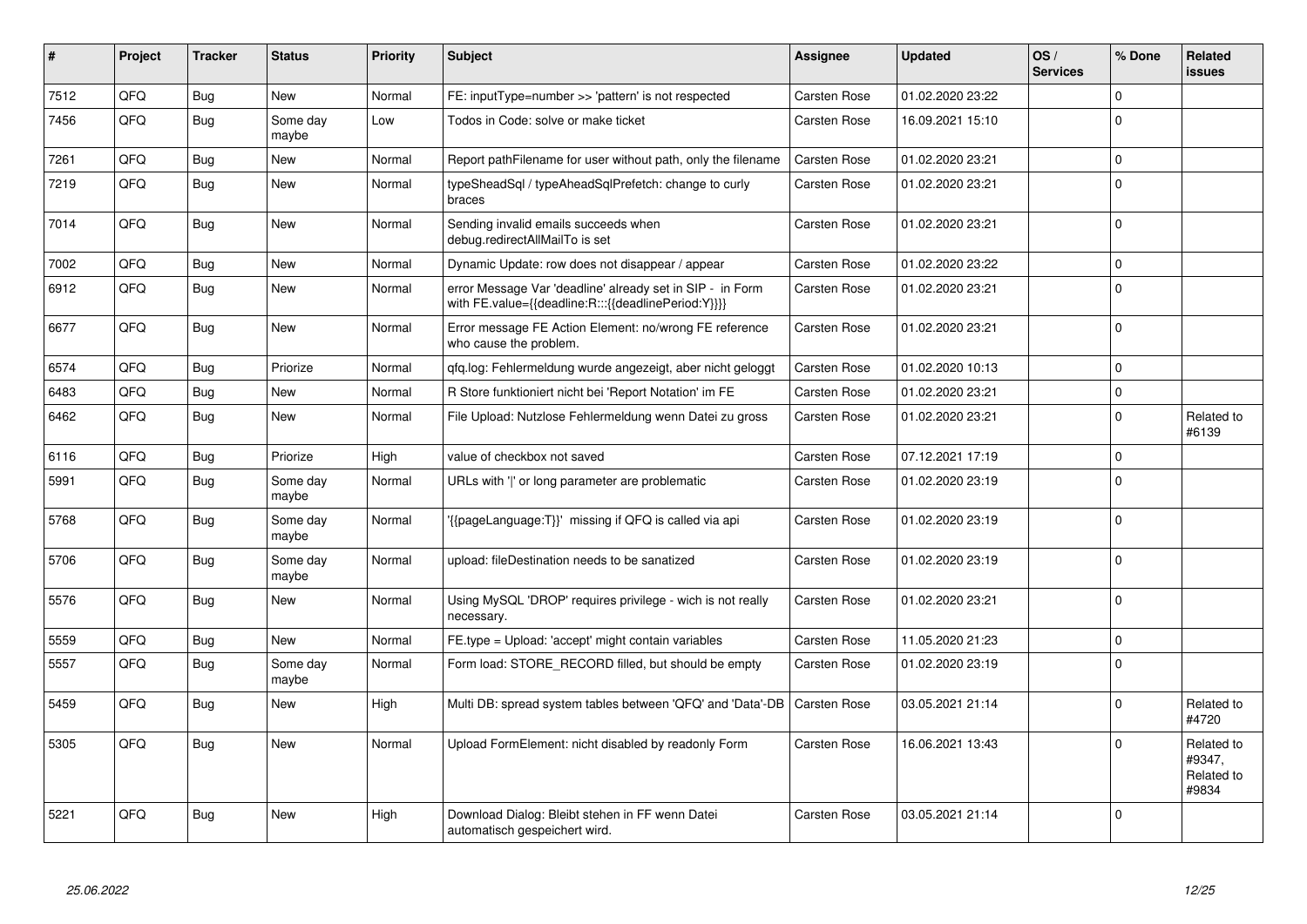| # | Project | Tracker | Status | Priority | Subject | Assignee | Updated | OS / Services | % Done | Related issues |
|---|---|---|---|---|---|---|---|---|---|---|
| 7512 | QFQ | Bug | New | Normal | FE: inputType=number >> 'pattern' is not respected | Carsten Rose | 01.02.2020 23:22 | | 0 | |
| 7456 | QFQ | Bug | Some day maybe | Low | Todos in Code: solve or make ticket | Carsten Rose | 16.09.2021 15:10 | | 0 | |
| 7261 | QFQ | Bug | New | Normal | Report pathFilename for user without path, only the filename | Carsten Rose | 01.02.2020 23:21 | | 0 | |
| 7219 | QFQ | Bug | New | Normal | typeSheadSql / typeAheadSqlPrefetch: change to curly braces | Carsten Rose | 01.02.2020 23:21 | | 0 | |
| 7014 | QFQ | Bug | New | Normal | Sending invalid emails succeeds when debug.redirectAllMailTo is set | Carsten Rose | 01.02.2020 23:21 | | 0 | |
| 7002 | QFQ | Bug | New | Normal | Dynamic Update: row does not disappear / appear | Carsten Rose | 01.02.2020 23:22 | | 0 | |
| 6912 | QFQ | Bug | New | Normal | error Message Var 'deadline' already set in SIP - in Form with FE.value={{deadline:R:::{{deadlinePeriod:Y}}}} | Carsten Rose | 01.02.2020 23:21 | | 0 | |
| 6677 | QFQ | Bug | New | Normal | Error message FE Action Element: no/wrong FE reference who cause the problem. | Carsten Rose | 01.02.2020 23:21 | | 0 | |
| 6574 | QFQ | Bug | Priorize | Normal | qfq.log: Fehlermeldung wurde angezeigt, aber nicht geloggt | Carsten Rose | 01.02.2020 10:13 | | 0 | |
| 6483 | QFQ | Bug | New | Normal | R Store funktioniert nicht bei 'Report Notation' im FE | Carsten Rose | 01.02.2020 23:21 | | 0 | |
| 6462 | QFQ | Bug | New | Normal | File Upload: Nutzlose Fehlermeldung wenn Datei zu gross | Carsten Rose | 01.02.2020 23:21 | | 0 | Related to #6139 |
| 6116 | QFQ | Bug | Priorize | High | value of checkbox not saved | Carsten Rose | 07.12.2021 17:19 | | 0 | |
| 5991 | QFQ | Bug | Some day maybe | Normal | URLs with '\|' or long parameter are problematic | Carsten Rose | 01.02.2020 23:19 | | 0 | |
| 5768 | QFQ | Bug | Some day maybe | Normal | '{{pageLanguage:T}}' missing if QFQ is called via api | Carsten Rose | 01.02.2020 23:19 | | 0 | |
| 5706 | QFQ | Bug | Some day maybe | Normal | upload: fileDestination needs to be sanatized | Carsten Rose | 01.02.2020 23:19 | | 0 | |
| 5576 | QFQ | Bug | New | Normal | Using MySQL 'DROP' requires privilege - wich is not really necessary. | Carsten Rose | 01.02.2020 23:21 | | 0 | |
| 5559 | QFQ | Bug | New | Normal | FE.type = Upload: 'accept' might contain variables | Carsten Rose | 11.05.2020 21:23 | | 0 | |
| 5557 | QFQ | Bug | Some day maybe | Normal | Form load: STORE_RECORD filled, but should be empty | Carsten Rose | 01.02.2020 23:19 | | 0 | |
| 5459 | QFQ | Bug | New | High | Multi DB: spread system tables between 'QFQ' and 'Data'-DB | Carsten Rose | 03.05.2021 21:14 | | 0 | Related to #4720 |
| 5305 | QFQ | Bug | New | Normal | Upload FormElement: nicht disabled by readonly Form | Carsten Rose | 16.06.2021 13:43 | | 0 | Related to #9347, Related to #9834 |
| 5221 | QFQ | Bug | New | High | Download Dialog: Bleibt stehen in FF wenn Datei automatisch gespeichert wird. | Carsten Rose | 03.05.2021 21:14 | | 0 | |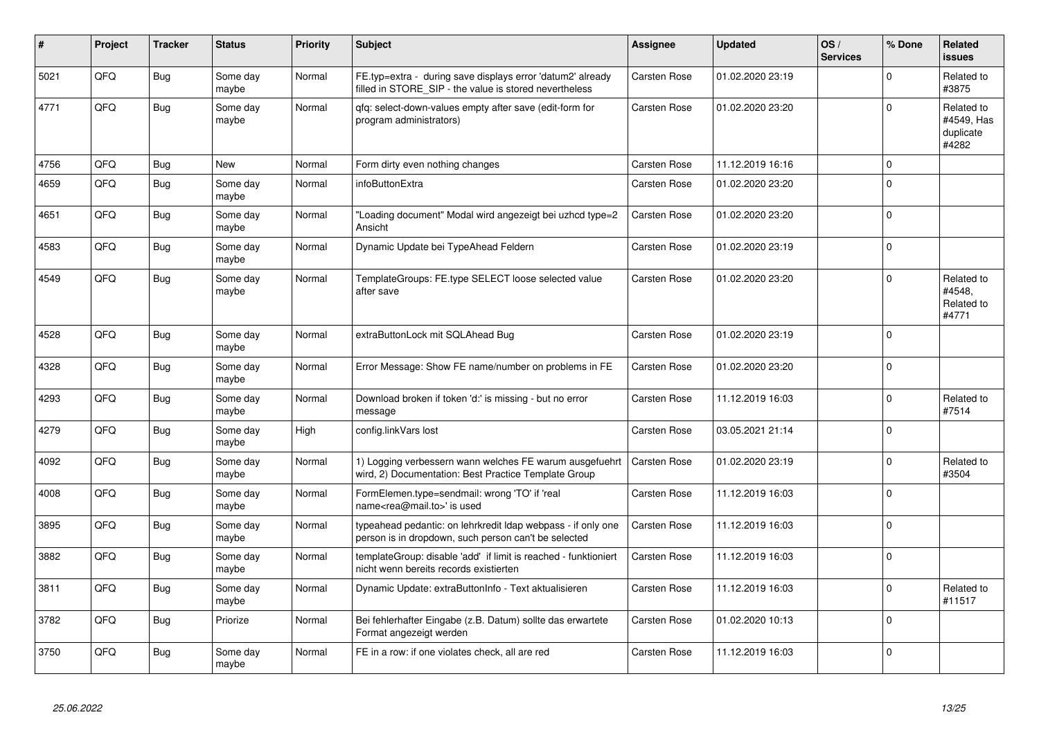| # | Project | Tracker | Status | Priority | Subject | Assignee | Updated | OS / Services | % Done | Related issues |
|---|---|---|---|---|---|---|---|---|---|---|
| 5021 | QFQ | Bug | Some day maybe | Normal | FE.typ=extra - during save displays error 'datum2' already filled in STORE_SIP - the value is stored nevertheless | Carsten Rose | 01.02.2020 23:19 | | 0 | Related to #3875 |
| 4771 | QFQ | Bug | Some day maybe | Normal | qfq: select-down-values empty after save (edit-form for program administrators) | Carsten Rose | 01.02.2020 23:20 | | 0 | Related to #4549, Has duplicate #4282 |
| 4756 | QFQ | Bug | New | Normal | Form dirty even nothing changes | Carsten Rose | 11.12.2019 16:16 | | 0 | |
| 4659 | QFQ | Bug | Some day maybe | Normal | infoButtonExtra | Carsten Rose | 01.02.2020 23:20 | | 0 | |
| 4651 | QFQ | Bug | Some day maybe | Normal | "Loading document" Modal wird angezeigt bei uzhcd type=2 Ansicht | Carsten Rose | 01.02.2020 23:20 | | 0 | |
| 4583 | QFQ | Bug | Some day maybe | Normal | Dynamic Update bei TypeAhead Feldern | Carsten Rose | 01.02.2020 23:19 | | 0 | |
| 4549 | QFQ | Bug | Some day maybe | Normal | TemplateGroups: FE.type SELECT loose selected value after save | Carsten Rose | 01.02.2020 23:20 | | 0 | Related to #4548, Related to #4771 |
| 4528 | QFQ | Bug | Some day maybe | Normal | extraButtonLock mit SQLAhead Bug | Carsten Rose | 01.02.2020 23:19 | | 0 | |
| 4328 | QFQ | Bug | Some day maybe | Normal | Error Message: Show FE name/number on problems in FE | Carsten Rose | 01.02.2020 23:20 | | 0 | |
| 4293 | QFQ | Bug | Some day maybe | Normal | Download broken if token 'd:' is missing - but no error message | Carsten Rose | 11.12.2019 16:03 | | 0 | Related to #7514 |
| 4279 | QFQ | Bug | Some day maybe | High | config.linkVars lost | Carsten Rose | 03.05.2021 21:14 | | 0 | |
| 4092 | QFQ | Bug | Some day maybe | Normal | 1) Logging verbessern wann welches FE warum ausgefuehrt wird, 2) Documentation: Best Practice Template Group | Carsten Rose | 01.02.2020 23:19 | | 0 | Related to #3504 |
| 4008 | QFQ | Bug | Some day maybe | Normal | FormElemen.type=sendmail: wrong 'TO' if 'real name<rea@mail.to>' is used | Carsten Rose | 11.12.2019 16:03 | | 0 | |
| 3895 | QFQ | Bug | Some day maybe | Normal | typeahead pedantic: on lehrkredit ldap webpass - if only one person is in dropdown, such person can't be selected | Carsten Rose | 11.12.2019 16:03 | | 0 | |
| 3882 | QFQ | Bug | Some day maybe | Normal | templateGroup: disable 'add' if limit is reached - funktioniert nicht wenn bereits records existierten | Carsten Rose | 11.12.2019 16:03 | | 0 | |
| 3811 | QFQ | Bug | Some day maybe | Normal | Dynamic Update: extraButtonInfo - Text aktualisieren | Carsten Rose | 11.12.2019 16:03 | | 0 | Related to #11517 |
| 3782 | QFQ | Bug | Priorize | Normal | Bei fehlerhafter Eingabe (z.B. Datum) sollte das erwartete Format angezeigt werden | Carsten Rose | 01.02.2020 10:13 | | 0 | |
| 3750 | QFQ | Bug | Some day maybe | Normal | FE in a row: if one violates check, all are red | Carsten Rose | 11.12.2019 16:03 | | 0 | |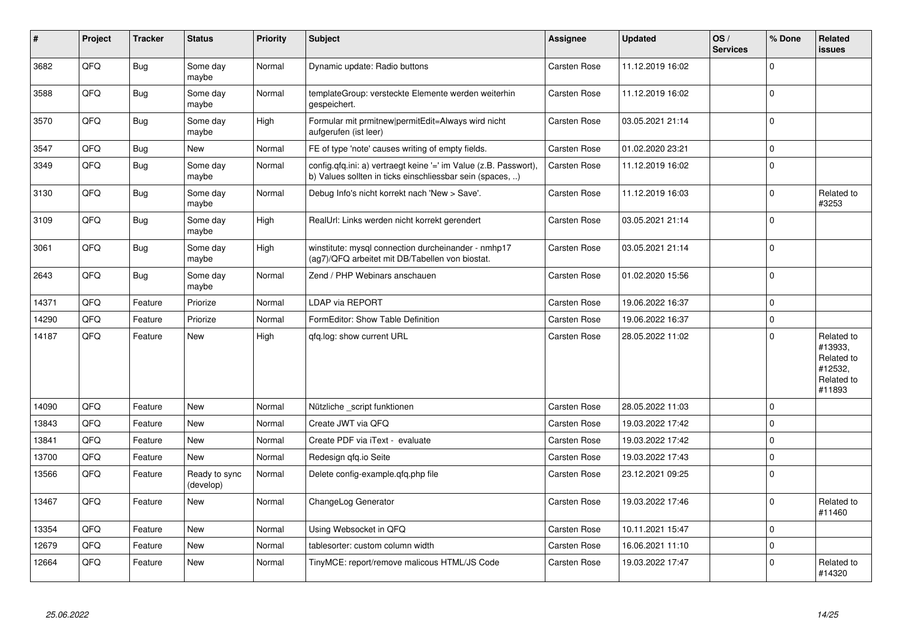| # | Project | Tracker | Status | Priority | Subject | Assignee | Updated | OS / Services | % Done | Related issues |
|---|---|---|---|---|---|---|---|---|---|---|
| 3682 | QFQ | Bug | Some day maybe | Normal | Dynamic update: Radio buttons | Carsten Rose | 11.12.2019 16:02 | | 0 | |
| 3588 | QFQ | Bug | Some day maybe | Normal | templateGroup: versteckte Elemente werden weiterhin gespeichert. | Carsten Rose | 11.12.2019 16:02 | | 0 | |
| 3570 | QFQ | Bug | Some day maybe | High | Formular mit prmitnew\|permitEdit=Always wird nicht aufgerufen (ist leer) | Carsten Rose | 03.05.2021 21:14 | | 0 | |
| 3547 | QFQ | Bug | New | Normal | FE of type 'note' causes writing of empty fields. | Carsten Rose | 01.02.2020 23:21 | | 0 | |
| 3349 | QFQ | Bug | Some day maybe | Normal | config.qfq.ini: a) vertraegt keine '=' im Value (z.B. Passwort), b) Values sollten in ticks einschliessbar sein (spaces, ..) | Carsten Rose | 11.12.2019 16:02 | | 0 | |
| 3130 | QFQ | Bug | Some day maybe | Normal | Debug Info's nicht korrekt nach 'New > Save'. | Carsten Rose | 11.12.2019 16:03 | | 0 | Related to #3253 |
| 3109 | QFQ | Bug | Some day maybe | High | RealUrl: Links werden nicht korrekt gerendert | Carsten Rose | 03.05.2021 21:14 | | 0 | |
| 3061 | QFQ | Bug | Some day maybe | High | winstitute: mysql connection durcheinander - nmhp17 (ag7)/QFQ arbeitet mit DB/Tabellen von biostat. | Carsten Rose | 03.05.2021 21:14 | | 0 | |
| 2643 | QFQ | Bug | Some day maybe | Normal | Zend / PHP Webinars anschauen | Carsten Rose | 01.02.2020 15:56 | | 0 | |
| 14371 | QFQ | Feature | Priorize | Normal | LDAP via REPORT | Carsten Rose | 19.06.2022 16:37 | | 0 | |
| 14290 | QFQ | Feature | Priorize | Normal | FormEditor: Show Table Definition | Carsten Rose | 19.06.2022 16:37 | | 0 | |
| 14187 | QFQ | Feature | New | High | qfq.log: show current URL | Carsten Rose | 28.05.2022 11:02 | | 0 | Related to #13933, Related to #12532, Related to #11893 |
| 14090 | QFQ | Feature | New | Normal | Nützliche _script funktionen | Carsten Rose | 28.05.2022 11:03 | | 0 | |
| 13843 | QFQ | Feature | New | Normal | Create JWT via QFQ | Carsten Rose | 19.03.2022 17:42 | | 0 | |
| 13841 | QFQ | Feature | New | Normal | Create PDF via iText - evaluate | Carsten Rose | 19.03.2022 17:42 | | 0 | |
| 13700 | QFQ | Feature | New | Normal | Redesign qfq.io Seite | Carsten Rose | 19.03.2022 17:43 | | 0 | |
| 13566 | QFQ | Feature | Ready to sync (develop) | Normal | Delete config-example.qfq.php file | Carsten Rose | 23.12.2021 09:25 | | 0 | |
| 13467 | QFQ | Feature | New | Normal | ChangeLog Generator | Carsten Rose | 19.03.2022 17:46 | | 0 | Related to #11460 |
| 13354 | QFQ | Feature | New | Normal | Using Websocket in QFQ | Carsten Rose | 10.11.2021 15:47 | | 0 | |
| 12679 | QFQ | Feature | New | Normal | tablesorter: custom column width | Carsten Rose | 16.06.2021 11:10 | | 0 | |
| 12664 | QFQ | Feature | New | Normal | TinyMCE: report/remove malicous HTML/JS Code | Carsten Rose | 19.03.2022 17:47 | | 0 | Related to #14320 |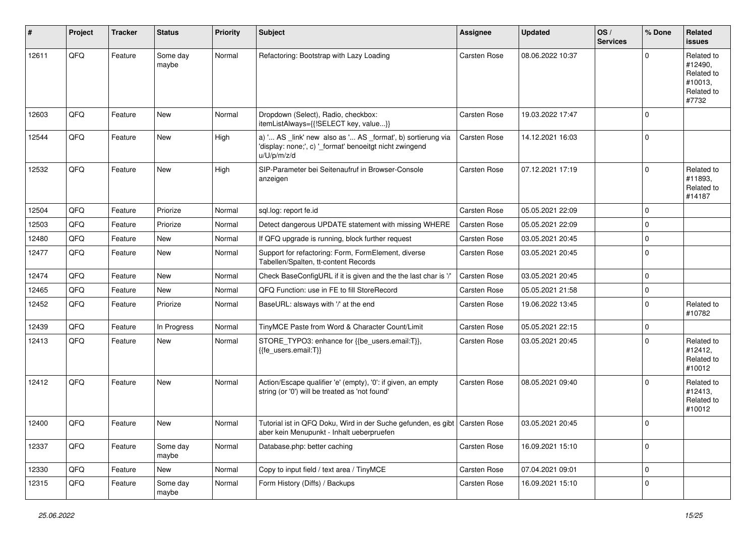| # | Project | Tracker | Status | Priority | Subject | Assignee | Updated | OS / Services | % Done | Related issues |
|---|---|---|---|---|---|---|---|---|---|---|
| 12611 | QFQ | Feature | Some day maybe | Normal | Refactoring: Bootstrap with Lazy Loading | Carsten Rose | 08.06.2022 10:37 | | 0 | Related to #12490, Related to #10013, Related to #7732 |
| 12603 | QFQ | Feature | New | Normal | Dropdown (Select), Radio, checkbox: itemListAlways={{!SELECT key, value...}} | Carsten Rose | 19.03.2022 17:47 | | 0 | |
| 12544 | QFQ | Feature | New | High | a) '... AS _link' new also as '... AS _format', b) sortierung via 'display: none;', c) '_format' benoeitgt nicht zwingend u/U/p/m/z/d | Carsten Rose | 14.12.2021 16:03 | | 0 | |
| 12532 | QFQ | Feature | New | High | SIP-Parameter bei Seitenaufruf in Browser-Console anzeigen | Carsten Rose | 07.12.2021 17:19 | | 0 | Related to #11893, Related to #14187 |
| 12504 | QFQ | Feature | Priorize | Normal | sql.log: report fe.id | Carsten Rose | 05.05.2021 22:09 | | 0 | |
| 12503 | QFQ | Feature | Priorize | Normal | Detect dangerous UPDATE statement with missing WHERE | Carsten Rose | 05.05.2021 22:09 | | 0 | |
| 12480 | QFQ | Feature | New | Normal | If QFQ upgrade is running, block further request | Carsten Rose | 03.05.2021 20:45 | | 0 | |
| 12477 | QFQ | Feature | New | Normal | Support for refactoring: Form, FormElement, diverse Tabellen/Spalten, tt-content Records | Carsten Rose | 03.05.2021 20:45 | | 0 | |
| 12474 | QFQ | Feature | New | Normal | Check BaseConfigURL if it is given and the the last char is '/' | Carsten Rose | 03.05.2021 20:45 | | 0 | |
| 12465 | QFQ | Feature | New | Normal | QFQ Function: use in FE to fill StoreRecord | Carsten Rose | 05.05.2021 21:58 | | 0 | |
| 12452 | QFQ | Feature | Priorize | Normal | BaseURL: alsways with '/' at the end | Carsten Rose | 19.06.2022 13:45 | | 0 | Related to #10782 |
| 12439 | QFQ | Feature | In Progress | Normal | TinyMCE Paste from Word & Character Count/Limit | Carsten Rose | 05.05.2021 22:15 | | 0 | |
| 12413 | QFQ | Feature | New | Normal | STORE_TYPO3: enhance for {{be_users.email:T}}, {{fe_users.email:T}} | Carsten Rose | 03.05.2021 20:45 | | 0 | Related to #12412, Related to #10012 |
| 12412 | QFQ | Feature | New | Normal | Action/Escape qualifier 'e' (empty), '0': if given, an empty string (or '0') will be treated as 'not found' | Carsten Rose | 08.05.2021 09:40 | | 0 | Related to #12413, Related to #10012 |
| 12400 | QFQ | Feature | New | Normal | Tutorial ist in QFQ Doku, Wird in der Suche gefunden, es gibt aber kein Menupunkt - Inhalt ueberpruefen | Carsten Rose | 03.05.2021 20:45 | | 0 | |
| 12337 | QFQ | Feature | Some day maybe | Normal | Database.php: better caching | Carsten Rose | 16.09.2021 15:10 | | 0 | |
| 12330 | QFQ | Feature | New | Normal | Copy to input field / text area / TinyMCE | Carsten Rose | 07.04.2021 09:01 | | 0 | |
| 12315 | QFQ | Feature | Some day maybe | Normal | Form History (Diffs) / Backups | Carsten Rose | 16.09.2021 15:10 | | 0 | |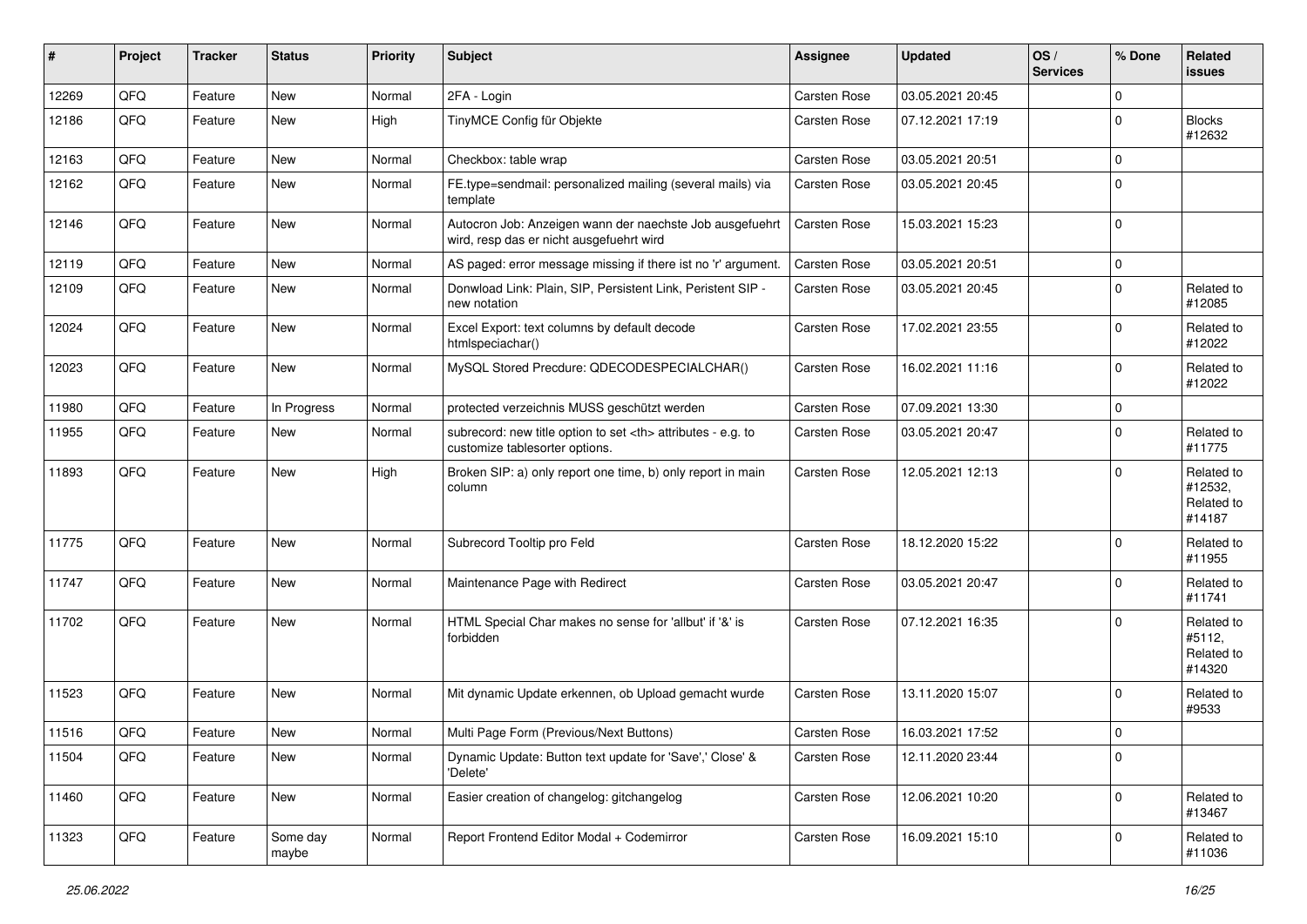| # | Project | Tracker | Status | Priority | Subject | Assignee | Updated | OS / Services | % Done | Related issues |
|---|---|---|---|---|---|---|---|---|---|---|
| 12269 | QFQ | Feature | New | Normal | 2FA - Login | Carsten Rose | 03.05.2021 20:45 | | 0 | |
| 12186 | QFQ | Feature | New | High | TinyMCE Config für Objekte | Carsten Rose | 07.12.2021 17:19 | | 0 | Blocks #12632 |
| 12163 | QFQ | Feature | New | Normal | Checkbox: table wrap | Carsten Rose | 03.05.2021 20:51 | | 0 | |
| 12162 | QFQ | Feature | New | Normal | FE.type=sendmail: personalized mailing (several mails) via template | Carsten Rose | 03.05.2021 20:45 | | 0 | |
| 12146 | QFQ | Feature | New | Normal | Autocron Job: Anzeigen wann der naechste Job ausgefuehrt wird, resp das er nicht ausgefuehrt wird | Carsten Rose | 15.03.2021 15:23 | | 0 | |
| 12119 | QFQ | Feature | New | Normal | AS paged: error message missing if there ist no 'r' argument. | Carsten Rose | 03.05.2021 20:51 | | 0 | |
| 12109 | QFQ | Feature | New | Normal | Donwload Link: Plain, SIP, Persistent Link, Peristent SIP - new notation | Carsten Rose | 03.05.2021 20:45 | | 0 | Related to #12085 |
| 12024 | QFQ | Feature | New | Normal | Excel Export: text columns by default decode htmlspeciachar() | Carsten Rose | 17.02.2021 23:55 | | 0 | Related to #12022 |
| 12023 | QFQ | Feature | New | Normal | MySQL Stored Precdure: QDECODESPECIALCHAR() | Carsten Rose | 16.02.2021 11:16 | | 0 | Related to #12022 |
| 11980 | QFQ | Feature | In Progress | Normal | protected verzeichnis MUSS geschützt werden | Carsten Rose | 07.09.2021 13:30 | | 0 | |
| 11955 | QFQ | Feature | New | Normal | subrecord: new title option to set <th> attributes - e.g. to customize tablesorter options. | Carsten Rose | 03.05.2021 20:47 | | 0 | Related to #11775 |
| 11893 | QFQ | Feature | New | High | Broken SIP: a) only report one time, b) only report in main column | Carsten Rose | 12.05.2021 12:13 | | 0 | Related to #12532, Related to #14187 |
| 11775 | QFQ | Feature | New | Normal | Subrecord Tooltip pro Feld | Carsten Rose | 18.12.2020 15:22 | | 0 | Related to #11955 |
| 11747 | QFQ | Feature | New | Normal | Maintenance Page with Redirect | Carsten Rose | 03.05.2021 20:47 | | 0 | Related to #11741 |
| 11702 | QFQ | Feature | New | Normal | HTML Special Char makes no sense for 'allbut' if '&' is forbidden | Carsten Rose | 07.12.2021 16:35 | | 0 | Related to #5112, Related to #14320 |
| 11523 | QFQ | Feature | New | Normal | Mit dynamic Update erkennen, ob Upload gemacht wurde | Carsten Rose | 13.11.2020 15:07 | | 0 | Related to #9533 |
| 11516 | QFQ | Feature | New | Normal | Multi Page Form (Previous/Next Buttons) | Carsten Rose | 16.03.2021 17:52 | | 0 | |
| 11504 | QFQ | Feature | New | Normal | Dynamic Update: Button text update for 'Save',' Close' & 'Delete' | Carsten Rose | 12.11.2020 23:44 | | 0 | |
| 11460 | QFQ | Feature | New | Normal | Easier creation of changelog: gitchangelog | Carsten Rose | 12.06.2021 10:20 | | 0 | Related to #13467 |
| 11323 | QFQ | Feature | Some day maybe | Normal | Report Frontend Editor Modal + Codemirror | Carsten Rose | 16.09.2021 15:10 | | 0 | Related to #11036 |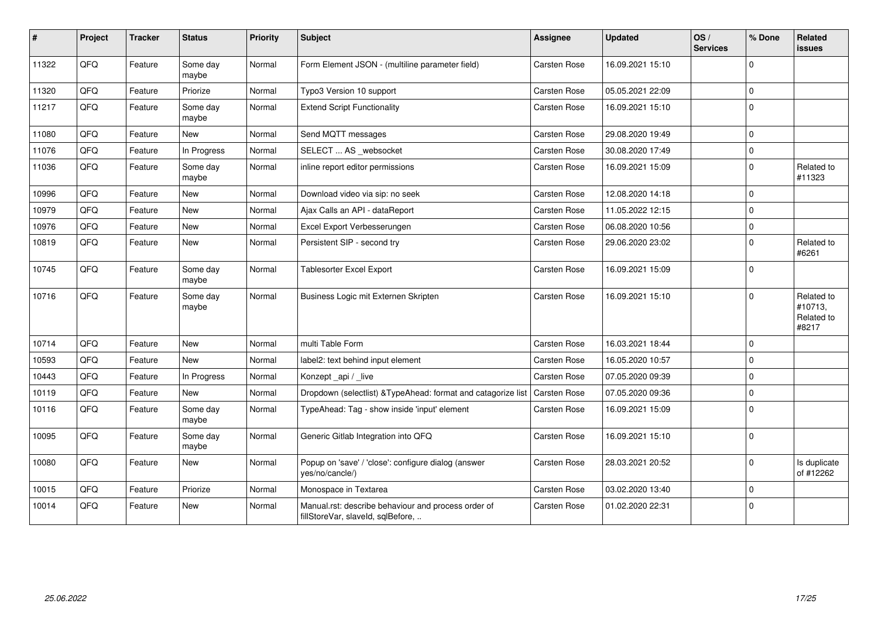| # | Project | Tracker | Status | Priority | Subject | Assignee | Updated | OS / Services | % Done | Related issues |
|---|---|---|---|---|---|---|---|---|---|---|
| 11322 | QFQ | Feature | Some day maybe | Normal | Form Element JSON - (multiline parameter field) | Carsten Rose | 16.09.2021 15:10 | | 0 | |
| 11320 | QFQ | Feature | Priorize | Normal | Typo3 Version 10 support | Carsten Rose | 05.05.2021 22:09 | | 0 | |
| 11217 | QFQ | Feature | Some day maybe | Normal | Extend Script Functionality | Carsten Rose | 16.09.2021 15:10 | | 0 | |
| 11080 | QFQ | Feature | New | Normal | Send MQTT messages | Carsten Rose | 29.08.2020 19:49 | | 0 | |
| 11076 | QFQ | Feature | In Progress | Normal | SELECT ... AS _websocket | Carsten Rose | 30.08.2020 17:49 | | 0 | |
| 11036 | QFQ | Feature | Some day maybe | Normal | inline report editor permissions | Carsten Rose | 16.09.2021 15:09 | | 0 | Related to #11323 |
| 10996 | QFQ | Feature | New | Normal | Download video via sip: no seek | Carsten Rose | 12.08.2020 14:18 | | 0 | |
| 10979 | QFQ | Feature | New | Normal | Ajax Calls an API - dataReport | Carsten Rose | 11.05.2022 12:15 | | 0 | |
| 10976 | QFQ | Feature | New | Normal | Excel Export Verbesserungen | Carsten Rose | 06.08.2020 10:56 | | 0 | |
| 10819 | QFQ | Feature | New | Normal | Persistent SIP - second try | Carsten Rose | 29.06.2020 23:02 | | 0 | Related to #6261 |
| 10745 | QFQ | Feature | Some day maybe | Normal | Tablesorter Excel Export | Carsten Rose | 16.09.2021 15:09 | | 0 | |
| 10716 | QFQ | Feature | Some day maybe | Normal | Business Logic mit Externen Skripten | Carsten Rose | 16.09.2021 15:10 | | 0 | Related to #10713, Related to #8217 |
| 10714 | QFQ | Feature | New | Normal | multi Table Form | Carsten Rose | 16.03.2021 18:44 | | 0 | |
| 10593 | QFQ | Feature | New | Normal | label2: text behind input element | Carsten Rose | 16.05.2020 10:57 | | 0 | |
| 10443 | QFQ | Feature | In Progress | Normal | Konzept _api / _live | Carsten Rose | 07.05.2020 09:39 | | 0 | |
| 10119 | QFQ | Feature | New | Normal | Dropdown (selectlist) &TypeAhead: format and catagorize list | Carsten Rose | 07.05.2020 09:36 | | 0 | |
| 10116 | QFQ | Feature | Some day maybe | Normal | TypeAhead: Tag - show inside 'input' element | Carsten Rose | 16.09.2021 15:09 | | 0 | |
| 10095 | QFQ | Feature | Some day maybe | Normal | Generic Gitlab Integration into QFQ | Carsten Rose | 16.09.2021 15:10 | | 0 | |
| 10080 | QFQ | Feature | New | Normal | Popup on 'save' / 'close': configure dialog (answer yes/no/cancle/) | Carsten Rose | 28.03.2021 20:52 | | 0 | Is duplicate of #12262 |
| 10015 | QFQ | Feature | Priorize | Normal | Monospace in Textarea | Carsten Rose | 03.02.2020 13:40 | | 0 | |
| 10014 | QFQ | Feature | New | Normal | Manual.rst: describe behaviour and process order of fillStoreVar, slaveId, sqlBefore, .. | Carsten Rose | 01.02.2020 22:31 | | 0 | |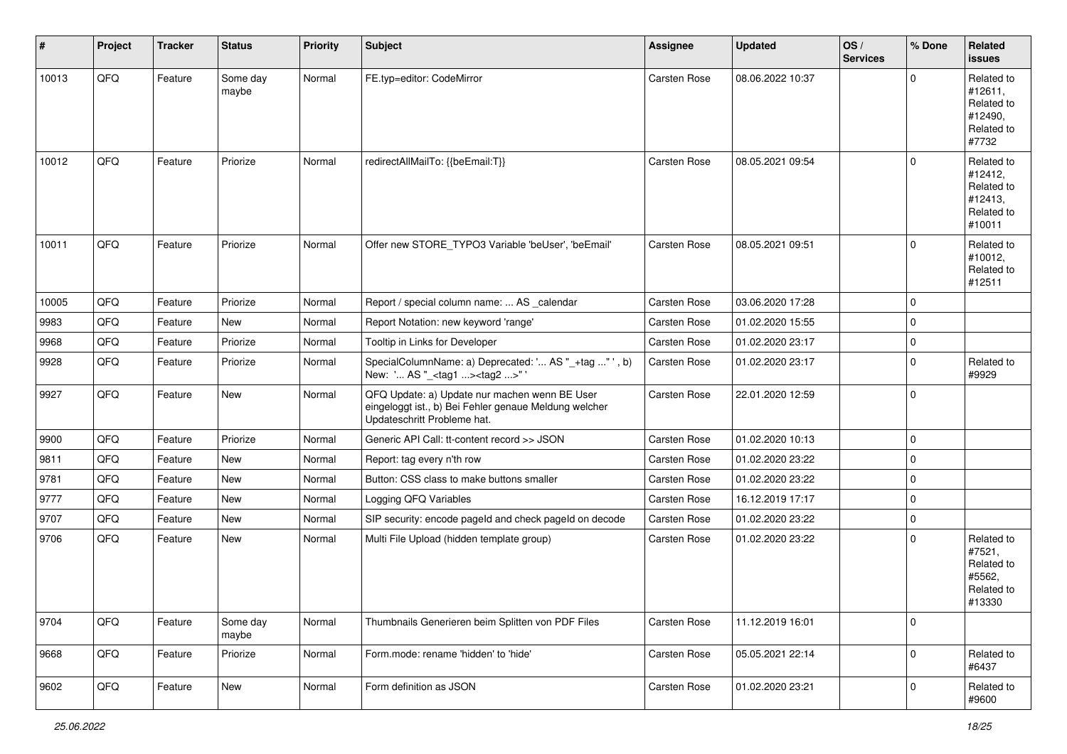| # | Project | Tracker | Status | Priority | Subject | Assignee | Updated | OS / Services | % Done | Related issues |
|---|---|---|---|---|---|---|---|---|---|---|
| 10013 | QFQ | Feature | Some day maybe | Normal | FE.typ=editor: CodeMirror | Carsten Rose | 08.06.2022 10:37 | | 0 | Related to #12611, Related to #12490, Related to #7732 |
| 10012 | QFQ | Feature | Priorize | Normal | redirectAllMailTo: {{beEmail:T}} | Carsten Rose | 08.05.2021 09:54 | | 0 | Related to #12412, Related to #12413, Related to #10011 |
| 10011 | QFQ | Feature | Priorize | Normal | Offer new STORE_TYPO3 Variable 'beUser', 'beEmail' | Carsten Rose | 08.05.2021 09:51 | | 0 | Related to #10012, Related to #12511 |
| 10005 | QFQ | Feature | Priorize | Normal | Report / special column name: ... AS _calendar | Carsten Rose | 03.06.2020 17:28 | | 0 | |
| 9983 | QFQ | Feature | New | Normal | Report Notation: new keyword 'range' | Carsten Rose | 01.02.2020 15:55 | | 0 | |
| 9968 | QFQ | Feature | Priorize | Normal | Tooltip in Links for Developer | Carsten Rose | 01.02.2020 23:17 | | 0 | |
| 9928 | QFQ | Feature | Priorize | Normal | SpecialColumnName: a) Deprecated: '... AS "_+tag ..." ', b) New: '... AS "_<tag1 ...><tag2 ...>" ' | Carsten Rose | 01.02.2020 23:17 | | 0 | Related to #9929 |
| 9927 | QFQ | Feature | New | Normal | QFQ Update: a) Update nur machen wenn BE User eingeloggt ist., b) Bei Fehler genaue Meldung welcher Updateschritt Probleme hat. | Carsten Rose | 22.01.2020 12:59 | | 0 | |
| 9900 | QFQ | Feature | Priorize | Normal | Generic API Call: tt-content record >> JSON | Carsten Rose | 01.02.2020 10:13 | | 0 | |
| 9811 | QFQ | Feature | New | Normal | Report: tag every n'th row | Carsten Rose | 01.02.2020 23:22 | | 0 | |
| 9781 | QFQ | Feature | New | Normal | Button: CSS class to make buttons smaller | Carsten Rose | 01.02.2020 23:22 | | 0 | |
| 9777 | QFQ | Feature | New | Normal | Logging QFQ Variables | Carsten Rose | 16.12.2019 17:17 | | 0 | |
| 9707 | QFQ | Feature | New | Normal | SIP security: encode pageId and check pageId on decode | Carsten Rose | 01.02.2020 23:22 | | 0 | |
| 9706 | QFQ | Feature | New | Normal | Multi File Upload (hidden template group) | Carsten Rose | 01.02.2020 23:22 | | 0 | Related to #7521, Related to #5562, Related to #13330 |
| 9704 | QFQ | Feature | Some day maybe | Normal | Thumbnails Generieren beim Splitten von PDF Files | Carsten Rose | 11.12.2019 16:01 | | 0 | |
| 9668 | QFQ | Feature | Priorize | Normal | Form.mode: rename 'hidden' to 'hide' | Carsten Rose | 05.05.2021 22:14 | | 0 | Related to #6437 |
| 9602 | QFQ | Feature | New | Normal | Form definition as JSON | Carsten Rose | 01.02.2020 23:21 | | 0 | Related to #9600 |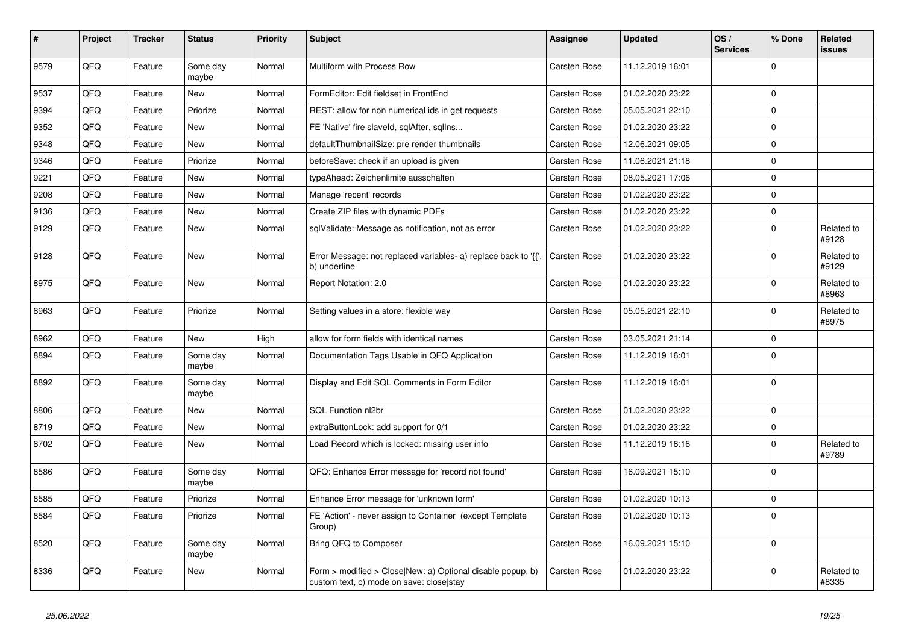| # | Project | Tracker | Status | Priority | Subject | Assignee | Updated | OS / Services | % Done | Related issues |
|---|---|---|---|---|---|---|---|---|---|---|
| 9579 | QFQ | Feature | Some day maybe | Normal | Multiform with Process Row | Carsten Rose | 11.12.2019 16:01 | | 0 | |
| 9537 | QFQ | Feature | New | Normal | FormEditor: Edit fieldset in FrontEnd | Carsten Rose | 01.02.2020 23:22 | | 0 | |
| 9394 | QFQ | Feature | Priorize | Normal | REST: allow for non numerical ids in get requests | Carsten Rose | 05.05.2021 22:10 | | 0 | |
| 9352 | QFQ | Feature | New | Normal | FE 'Native' fire slaveId, sqlAfter, sqlIns... | Carsten Rose | 01.02.2020 23:22 | | 0 | |
| 9348 | QFQ | Feature | New | Normal | defaultThumbnailSize: pre render thumbnails | Carsten Rose | 12.06.2021 09:05 | | 0 | |
| 9346 | QFQ | Feature | Priorize | Normal | beforeSave: check if an upload is given | Carsten Rose | 11.06.2021 21:18 | | 0 | |
| 9221 | QFQ | Feature | New | Normal | typeAhead: Zeichenlimite ausschalten | Carsten Rose | 08.05.2021 17:06 | | 0 | |
| 9208 | QFQ | Feature | New | Normal | Manage 'recent' records | Carsten Rose | 01.02.2020 23:22 | | 0 | |
| 9136 | QFQ | Feature | New | Normal | Create ZIP files with dynamic PDFs | Carsten Rose | 01.02.2020 23:22 | | 0 | |
| 9129 | QFQ | Feature | New | Normal | sqlValidate: Message as notification, not as error | Carsten Rose | 01.02.2020 23:22 | | 0 | Related to #9128 |
| 9128 | QFQ | Feature | New | Normal | Error Message: not replaced variables- a) replace back to '{{', b) underline | Carsten Rose | 01.02.2020 23:22 | | 0 | Related to #9129 |
| 8975 | QFQ | Feature | New | Normal | Report Notation: 2.0 | Carsten Rose | 01.02.2020 23:22 | | 0 | Related to #8963 |
| 8963 | QFQ | Feature | Priorize | Normal | Setting values in a store: flexible way | Carsten Rose | 05.05.2021 22:10 | | 0 | Related to #8975 |
| 8962 | QFQ | Feature | New | High | allow for form fields with identical names | Carsten Rose | 03.05.2021 21:14 | | 0 | |
| 8894 | QFQ | Feature | Some day maybe | Normal | Documentation Tags Usable in QFQ Application | Carsten Rose | 11.12.2019 16:01 | | 0 | |
| 8892 | QFQ | Feature | Some day maybe | Normal | Display and Edit SQL Comments in Form Editor | Carsten Rose | 11.12.2019 16:01 | | 0 | |
| 8806 | QFQ | Feature | New | Normal | SQL Function nl2br | Carsten Rose | 01.02.2020 23:22 | | 0 | |
| 8719 | QFQ | Feature | New | Normal | extraButtonLock: add support for 0/1 | Carsten Rose | 01.02.2020 23:22 | | 0 | |
| 8702 | QFQ | Feature | New | Normal | Load Record which is locked: missing user info | Carsten Rose | 11.12.2019 16:16 | | 0 | Related to #9789 |
| 8586 | QFQ | Feature | Some day maybe | Normal | QFQ: Enhance Error message for 'record not found' | Carsten Rose | 16.09.2021 15:10 | | 0 | |
| 8585 | QFQ | Feature | Priorize | Normal | Enhance Error message for 'unknown form' | Carsten Rose | 01.02.2020 10:13 | | 0 | |
| 8584 | QFQ | Feature | Priorize | Normal | FE 'Action' - never assign to Container (except Template Group) | Carsten Rose | 01.02.2020 10:13 | | 0 | |
| 8520 | QFQ | Feature | Some day maybe | Normal | Bring QFQ to Composer | Carsten Rose | 16.09.2021 15:10 | | 0 | |
| 8336 | QFQ | Feature | New | Normal | Form > modified > Close\|New: a) Optional disable popup, b) custom text, c) mode on save: close\|stay | Carsten Rose | 01.02.2020 23:22 | | 0 | Related to #8335 |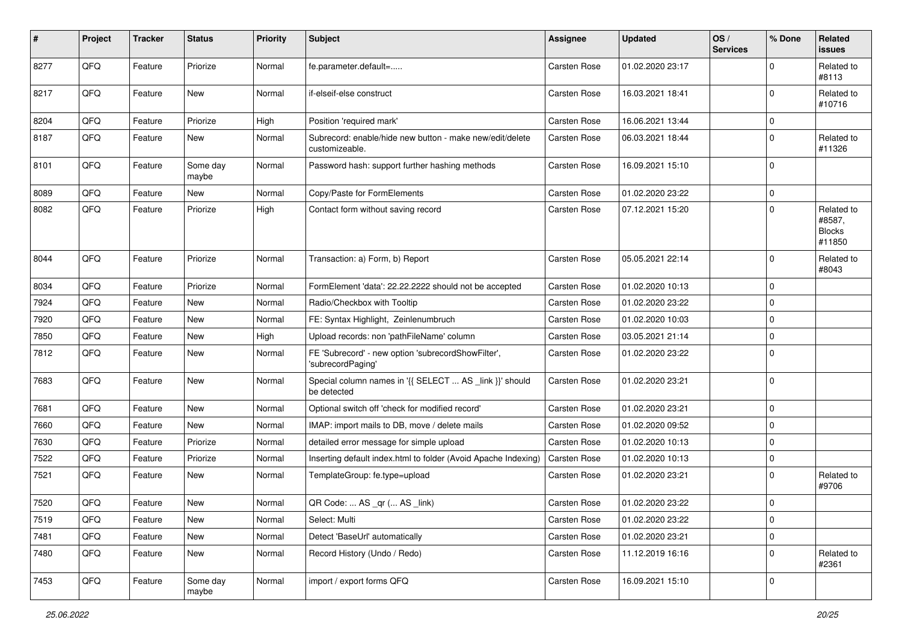| # | Project | Tracker | Status | Priority | Subject | Assignee | Updated | OS / Services | % Done | Related issues |
|---|---|---|---|---|---|---|---|---|---|---|
| 8277 | QFQ | Feature | Priorize | Normal | fe.parameter.default=..... | Carsten Rose | 01.02.2020 23:17 | | 0 | Related to #8113 |
| 8217 | QFQ | Feature | New | Normal | if-elseif-else construct | Carsten Rose | 16.03.2021 18:41 | | 0 | Related to #10716 |
| 8204 | QFQ | Feature | Priorize | High | Position 'required mark' | Carsten Rose | 16.06.2021 13:44 | | 0 | |
| 8187 | QFQ | Feature | New | Normal | Subrecord: enable/hide new button - make new/edit/delete customizeable. | Carsten Rose | 06.03.2021 18:44 | | 0 | Related to #11326 |
| 8101 | QFQ | Feature | Some day maybe | Normal | Password hash: support further hashing methods | Carsten Rose | 16.09.2021 15:10 | | 0 | |
| 8089 | QFQ | Feature | New | Normal | Copy/Paste for FormElements | Carsten Rose | 01.02.2020 23:22 | | 0 | |
| 8082 | QFQ | Feature | Priorize | High | Contact form without saving record | Carsten Rose | 07.12.2021 15:20 | | 0 | Related to #8587, Blocks #11850 |
| 8044 | QFQ | Feature | Priorize | Normal | Transaction: a) Form, b) Report | Carsten Rose | 05.05.2021 22:14 | | 0 | Related to #8043 |
| 8034 | QFQ | Feature | Priorize | Normal | FormElement 'data': 22.22.2222 should not be accepted | Carsten Rose | 01.02.2020 10:13 | | 0 | |
| 7924 | QFQ | Feature | New | Normal | Radio/Checkbox with Tooltip | Carsten Rose | 01.02.2020 23:22 | | 0 | |
| 7920 | QFQ | Feature | New | Normal | FE: Syntax Highlight, Zeinlenumbruch | Carsten Rose | 01.02.2020 10:03 | | 0 | |
| 7850 | QFQ | Feature | New | High | Upload records: non 'pathFileName' column | Carsten Rose | 03.05.2021 21:14 | | 0 | |
| 7812 | QFQ | Feature | New | Normal | FE 'Subrecord' - new option 'subrecordShowFilter', 'subrecordPaging' | Carsten Rose | 01.02.2020 23:22 | | 0 | |
| 7683 | QFQ | Feature | New | Normal | Special column names in '{{ SELECT ... AS _link }}' should be detected | Carsten Rose | 01.02.2020 23:21 | | 0 | |
| 7681 | QFQ | Feature | New | Normal | Optional switch off 'check for modified record' | Carsten Rose | 01.02.2020 23:21 | | 0 | |
| 7660 | QFQ | Feature | New | Normal | IMAP: import mails to DB, move / delete mails | Carsten Rose | 01.02.2020 09:52 | | 0 | |
| 7630 | QFQ | Feature | Priorize | Normal | detailed error message for simple upload | Carsten Rose | 01.02.2020 10:13 | | 0 | |
| 7522 | QFQ | Feature | Priorize | Normal | Inserting default index.html to folder (Avoid Apache Indexing) | Carsten Rose | 01.02.2020 10:13 | | 0 | |
| 7521 | QFQ | Feature | New | Normal | TemplateGroup: fe.type=upload | Carsten Rose | 01.02.2020 23:21 | | 0 | Related to #9706 |
| 7520 | QFQ | Feature | New | Normal | QR Code: ... AS _qr (... AS _link) | Carsten Rose | 01.02.2020 23:22 | | 0 | |
| 7519 | QFQ | Feature | New | Normal | Select: Multi | Carsten Rose | 01.02.2020 23:22 | | 0 | |
| 7481 | QFQ | Feature | New | Normal | Detect 'BaseUrl' automatically | Carsten Rose | 01.02.2020 23:21 | | 0 | |
| 7480 | QFQ | Feature | New | Normal | Record History (Undo / Redo) | Carsten Rose | 11.12.2019 16:16 | | 0 | Related to #2361 |
| 7453 | QFQ | Feature | Some day maybe | Normal | import / export forms QFQ | Carsten Rose | 16.09.2021 15:10 | | 0 | |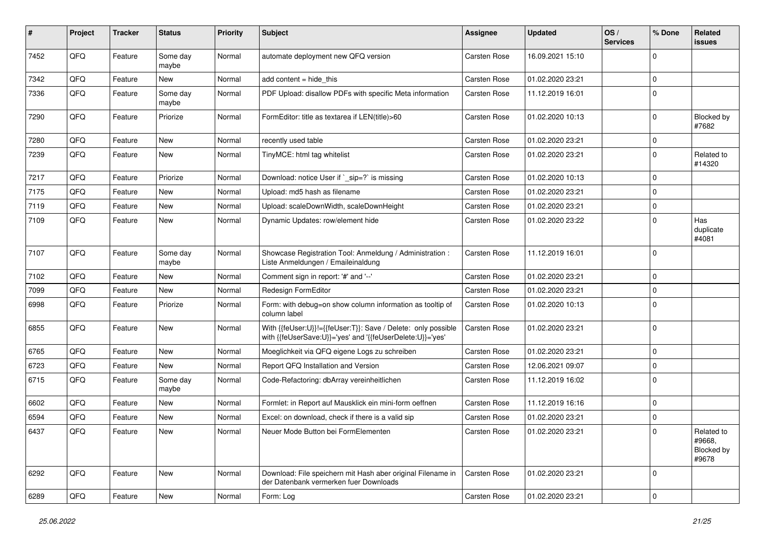| # | Project | Tracker | Status | Priority | Subject | Assignee | Updated | OS / Services | % Done | Related issues |
|---|---|---|---|---|---|---|---|---|---|---|
| 7452 | QFQ | Feature | Some day maybe | Normal | automate deployment new QFQ version | Carsten Rose | 16.09.2021 15:10 | | 0 | |
| 7342 | QFQ | Feature | New | Normal | add content = hide_this | Carsten Rose | 01.02.2020 23:21 | | 0 | |
| 7336 | QFQ | Feature | Some day maybe | Normal | PDF Upload: disallow PDFs with specific Meta information | Carsten Rose | 11.12.2019 16:01 | | 0 | |
| 7290 | QFQ | Feature | Priorize | Normal | FormEditor: title as textarea if LEN(title)>60 | Carsten Rose | 01.02.2020 10:13 | | 0 | Blocked by #7682 |
| 7280 | QFQ | Feature | New | Normal | recently used table | Carsten Rose | 01.02.2020 23:21 | | 0 | |
| 7239 | QFQ | Feature | New | Normal | TinyMCE: html tag whitelist | Carsten Rose | 01.02.2020 23:21 | | 0 | Related to #14320 |
| 7217 | QFQ | Feature | Priorize | Normal | Download: notice User if `_sip=?` is missing | Carsten Rose | 01.02.2020 10:13 | | 0 | |
| 7175 | QFQ | Feature | New | Normal | Upload: md5 hash as filename | Carsten Rose | 01.02.2020 23:21 | | 0 | |
| 7119 | QFQ | Feature | New | Normal | Upload: scaleDownWidth, scaleDownHeight | Carsten Rose | 01.02.2020 23:21 | | 0 | |
| 7109 | QFQ | Feature | New | Normal | Dynamic Updates: row/element hide | Carsten Rose | 01.02.2020 23:22 | | 0 | Has duplicate #4081 |
| 7107 | QFQ | Feature | Some day maybe | Normal | Showcase Registration Tool: Anmeldung / Administration : Liste Anmeldungen / Emaileinaldung | Carsten Rose | 11.12.2019 16:01 | | 0 | |
| 7102 | QFQ | Feature | New | Normal | Comment sign in report: '#' and '--' | Carsten Rose | 01.02.2020 23:21 | | 0 | |
| 7099 | QFQ | Feature | New | Normal | Redesign FormEditor | Carsten Rose | 01.02.2020 23:21 | | 0 | |
| 6998 | QFQ | Feature | Priorize | Normal | Form: with debug=on show column information as tooltip of column label | Carsten Rose | 01.02.2020 10:13 | | 0 | |
| 6855 | QFQ | Feature | New | Normal | With {{feUser:U}}!={{feUser:T}}: Save / Delete: only possible with {{feUserSave:U}}='yes' and '{{feUserDelete:U}}='yes' | Carsten Rose | 01.02.2020 23:21 | | 0 | |
| 6765 | QFQ | Feature | New | Normal | Moeglichkeit via QFQ eigene Logs zu schreiben | Carsten Rose | 01.02.2020 23:21 | | 0 | |
| 6723 | QFQ | Feature | New | Normal | Report QFQ Installation and Version | Carsten Rose | 12.06.2021 09:07 | | 0 | |
| 6715 | QFQ | Feature | Some day maybe | Normal | Code-Refactoring: dbArray vereinheitlichen | Carsten Rose | 11.12.2019 16:02 | | 0 | |
| 6602 | QFQ | Feature | New | Normal | Formlet: in Report auf Mausklick ein mini-form oeffnen | Carsten Rose | 11.12.2019 16:16 | | 0 | |
| 6594 | QFQ | Feature | New | Normal | Excel: on download, check if there is a valid sip | Carsten Rose | 01.02.2020 23:21 | | 0 | |
| 6437 | QFQ | Feature | New | Normal | Neuer Mode Button bei FormElementen | Carsten Rose | 01.02.2020 23:21 | | 0 | Related to #9668, Blocked by #9678 |
| 6292 | QFQ | Feature | New | Normal | Download: File speichern mit Hash aber original Filename in der Datenbank vermerken fuer Downloads | Carsten Rose | 01.02.2020 23:21 | | 0 | |
| 6289 | QFQ | Feature | New | Normal | Form: Log | Carsten Rose | 01.02.2020 23:21 | | 0 | |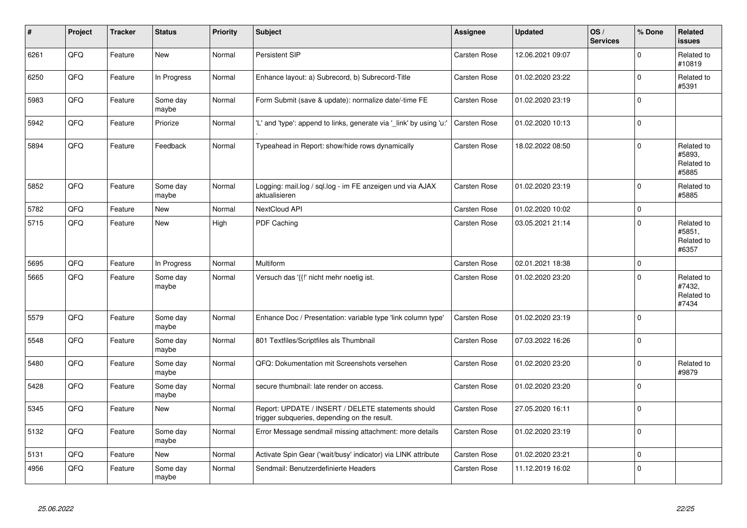| # | Project | Tracker | Status | Priority | Subject | Assignee | Updated | OS / Services | % Done | Related issues |
|---|---|---|---|---|---|---|---|---|---|---|
| 6261 | QFQ | Feature | New | Normal | Persistent SIP | Carsten Rose | 12.06.2021 09:07 | | 0 | Related to #10819 |
| 6250 | QFQ | Feature | In Progress | Normal | Enhance layout: a) Subrecord, b) Subrecord-Title | Carsten Rose | 01.02.2020 23:22 | | 0 | Related to #5391 |
| 5983 | QFQ | Feature | Some day maybe | Normal | Form Submit (save & update): normalize date/-time FE | Carsten Rose | 01.02.2020 23:19 | | 0 | |
| 5942 | QFQ | Feature | Priorize | Normal | 'L' and 'type': append to links, generate via '_link' by using 'u:' . | Carsten Rose | 01.02.2020 10:13 | | 0 | |
| 5894 | QFQ | Feature | Feedback | Normal | Typeahead in Report: show/hide rows dynamically | Carsten Rose | 18.02.2022 08:50 | | 0 | Related to #5893, Related to #5885 |
| 5852 | QFQ | Feature | Some day maybe | Normal | Logging: mail.log / sql.log - im FE anzeigen und via AJAX aktualisieren | Carsten Rose | 01.02.2020 23:19 | | 0 | Related to #5885 |
| 5782 | QFQ | Feature | New | Normal | NextCloud API | Carsten Rose | 01.02.2020 10:02 | | 0 | |
| 5715 | QFQ | Feature | New | High | PDF Caching | Carsten Rose | 03.05.2021 21:14 | | 0 | Related to #5851, Related to #6357 |
| 5695 | QFQ | Feature | In Progress | Normal | Multiform | Carsten Rose | 02.01.2021 18:38 | | 0 | |
| 5665 | QFQ | Feature | Some day maybe | Normal | Versuch das '{{!' nicht mehr noetig ist. | Carsten Rose | 01.02.2020 23:20 | | 0 | Related to #7432, Related to #7434 |
| 5579 | QFQ | Feature | Some day maybe | Normal | Enhance Doc / Presentation: variable type 'link column type' | Carsten Rose | 01.02.2020 23:19 | | 0 | |
| 5548 | QFQ | Feature | Some day maybe | Normal | 801 Textfiles/Scriptfiles als Thumbnail | Carsten Rose | 07.03.2022 16:26 | | 0 | |
| 5480 | QFQ | Feature | Some day maybe | Normal | QFQ: Dokumentation mit Screenshots versehen | Carsten Rose | 01.02.2020 23:20 | | 0 | Related to #9879 |
| 5428 | QFQ | Feature | Some day maybe | Normal | secure thumbnail: late render on access. | Carsten Rose | 01.02.2020 23:20 | | 0 | |
| 5345 | QFQ | Feature | New | Normal | Report: UPDATE / INSERT / DELETE statements should trigger subqueries, depending on the result. | Carsten Rose | 27.05.2020 16:11 | | 0 | |
| 5132 | QFQ | Feature | Some day maybe | Normal | Error Message sendmail missing attachment: more details | Carsten Rose | 01.02.2020 23:19 | | 0 | |
| 5131 | QFQ | Feature | New | Normal | Activate Spin Gear ('wait/busy' indicator) via LINK attribute | Carsten Rose | 01.02.2020 23:21 | | 0 | |
| 4956 | QFQ | Feature | Some day maybe | Normal | Sendmail: Benutzerdefinierte Headers | Carsten Rose | 11.12.2019 16:02 | | 0 | |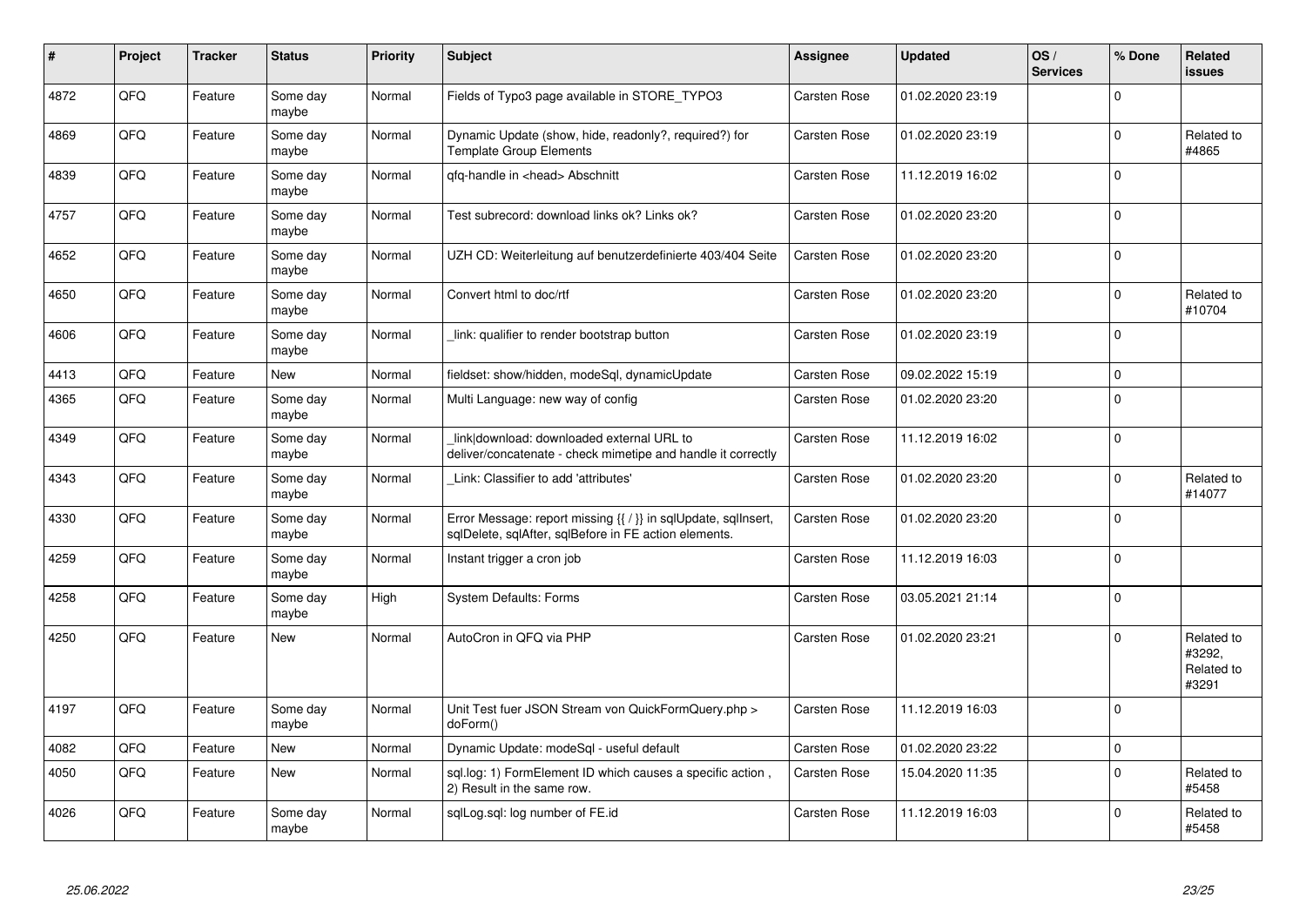| # | Project | Tracker | Status | Priority | Subject | Assignee | Updated | OS / Services | % Done | Related issues |
|---|---|---|---|---|---|---|---|---|---|---|
| 4872 | QFQ | Feature | Some day maybe | Normal | Fields of Typo3 page available in STORE_TYPO3 | Carsten Rose | 01.02.2020 23:19 | | 0 | |
| 4869 | QFQ | Feature | Some day maybe | Normal | Dynamic Update (show, hide, readonly?, required?) for Template Group Elements | Carsten Rose | 01.02.2020 23:19 | | 0 | Related to #4865 |
| 4839 | QFQ | Feature | Some day maybe | Normal | qfq-handle in <head> Abschnitt | Carsten Rose | 11.12.2019 16:02 | | 0 | |
| 4757 | QFQ | Feature | Some day maybe | Normal | Test subrecord: download links ok? Links ok? | Carsten Rose | 01.02.2020 23:20 | | 0 | |
| 4652 | QFQ | Feature | Some day maybe | Normal | UZH CD: Weiterleitung auf benutzerdefinierte 403/404 Seite | Carsten Rose | 01.02.2020 23:20 | | 0 | |
| 4650 | QFQ | Feature | Some day maybe | Normal | Convert html to doc/rtf | Carsten Rose | 01.02.2020 23:20 | | 0 | Related to #10704 |
| 4606 | QFQ | Feature | Some day maybe | Normal | _link: qualifier to render bootstrap button | Carsten Rose | 01.02.2020 23:19 | | 0 | |
| 4413 | QFQ | Feature | New | Normal | fieldset: show/hidden, modeSql, dynamicUpdate | Carsten Rose | 09.02.2022 15:19 | | 0 | |
| 4365 | QFQ | Feature | Some day maybe | Normal | Multi Language: new way of config | Carsten Rose | 01.02.2020 23:20 | | 0 | |
| 4349 | QFQ | Feature | Some day maybe | Normal | _link\|download: downloaded external URL to deliver/concatenate - check mimetipe and handle it correctly | Carsten Rose | 11.12.2019 16:02 | | 0 | |
| 4343 | QFQ | Feature | Some day maybe | Normal | _Link: Classifier to add 'attributes' | Carsten Rose | 01.02.2020 23:20 | | 0 | Related to #14077 |
| 4330 | QFQ | Feature | Some day maybe | Normal | Error Message: report missing {{ / }} in sqlUpdate, sqlInsert, sqlDelete, sqlAfter, sqlBefore in FE action elements. | Carsten Rose | 01.02.2020 23:20 | | 0 | |
| 4259 | QFQ | Feature | Some day maybe | Normal | Instant trigger a cron job | Carsten Rose | 11.12.2019 16:03 | | 0 | |
| 4258 | QFQ | Feature | Some day maybe | High | System Defaults: Forms | Carsten Rose | 03.05.2021 21:14 | | 0 | |
| 4250 | QFQ | Feature | New | Normal | AutoCron in QFQ via PHP | Carsten Rose | 01.02.2020 23:21 | | 0 | Related to #3292, Related to #3291 |
| 4197 | QFQ | Feature | Some day maybe | Normal | Unit Test fuer JSON Stream von QuickFormQuery.php > doForm() | Carsten Rose | 11.12.2019 16:03 | | 0 | |
| 4082 | QFQ | Feature | New | Normal | Dynamic Update: modeSql - useful default | Carsten Rose | 01.02.2020 23:22 | | 0 | |
| 4050 | QFQ | Feature | New | Normal | sql.log: 1) FormElement ID which causes a specific action , 2) Result in the same row. | Carsten Rose | 15.04.2020 11:35 | | 0 | Related to #5458 |
| 4026 | QFQ | Feature | Some day maybe | Normal | sqlLog.sql: log number of FE.id | Carsten Rose | 11.12.2019 16:03 | | 0 | Related to #5458 |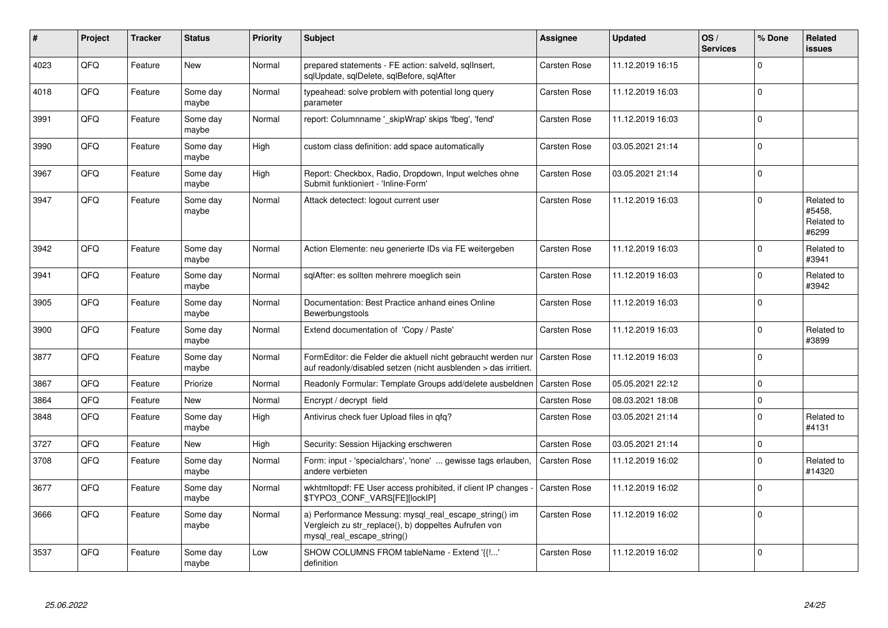| # | Project | Tracker | Status | Priority | Subject | Assignee | Updated | OS / Services | % Done | Related issues |
|---|---|---|---|---|---|---|---|---|---|---|
| 4023 | QFQ | Feature | New | Normal | prepared statements - FE action: salveld, sqlInsert, sqlUpdate, sqlDelete, sqlBefore, sqlAfter | Carsten Rose | 11.12.2019 16:15 | | 0 | |
| 4018 | QFQ | Feature | Some day maybe | Normal | typeahead: solve problem with potential long query parameter | Carsten Rose | 11.12.2019 16:03 | | 0 | |
| 3991 | QFQ | Feature | Some day maybe | Normal | report: Columnname '_skipWrap' skips 'fbeg', 'fend' | Carsten Rose | 11.12.2019 16:03 | | 0 | |
| 3990 | QFQ | Feature | Some day maybe | High | custom class definition: add space automatically | Carsten Rose | 03.05.2021 21:14 | | 0 | |
| 3967 | QFQ | Feature | Some day maybe | High | Report: Checkbox, Radio, Dropdown, Input welches ohne Submit funktioniert - 'Inline-Form' | Carsten Rose | 03.05.2021 21:14 | | 0 | |
| 3947 | QFQ | Feature | Some day maybe | Normal | Attack detectect: logout current user | Carsten Rose | 11.12.2019 16:03 | | 0 | Related to #5458, Related to #6299 |
| 3942 | QFQ | Feature | Some day maybe | Normal | Action Elemente: neu generierte IDs via FE weitergeben | Carsten Rose | 11.12.2019 16:03 | | 0 | Related to #3941 |
| 3941 | QFQ | Feature | Some day maybe | Normal | sqlAfter: es sollten mehrere moeglich sein | Carsten Rose | 11.12.2019 16:03 | | 0 | Related to #3942 |
| 3905 | QFQ | Feature | Some day maybe | Normal | Documentation: Best Practice anhand eines Online Bewerbungstools | Carsten Rose | 11.12.2019 16:03 | | 0 | |
| 3900 | QFQ | Feature | Some day maybe | Normal | Extend documentation of 'Copy / Paste' | Carsten Rose | 11.12.2019 16:03 | | 0 | Related to #3899 |
| 3877 | QFQ | Feature | Some day maybe | Normal | FormEditor: die Felder die aktuell nicht gebraucht werden nur auf readonly/disabled setzen (nicht ausblenden > das irritiert. | Carsten Rose | 11.12.2019 16:03 | | 0 | |
| 3867 | QFQ | Feature | Priorize | Normal | Readonly Formular: Template Groups add/delete ausbeldnen | Carsten Rose | 05.05.2021 22:12 | | 0 | |
| 3864 | QFQ | Feature | New | Normal | Encrypt / decrypt field | Carsten Rose | 08.03.2021 18:08 | | 0 | |
| 3848 | QFQ | Feature | Some day maybe | High | Antivirus check fuer Upload files in qfq? | Carsten Rose | 03.05.2021 21:14 | | 0 | Related to #4131 |
| 3727 | QFQ | Feature | New | High | Security: Session Hijacking erschweren | Carsten Rose | 03.05.2021 21:14 | | 0 | |
| 3708 | QFQ | Feature | Some day maybe | Normal | Form: input - 'specialchars', 'none' ... gewisse tags erlauben, andere verbieten | Carsten Rose | 11.12.2019 16:02 | | 0 | Related to #14320 |
| 3677 | QFQ | Feature | Some day maybe | Normal | wkhtmltopdf: FE User access prohibited, if client IP changes - $TYPO3_CONF_VARS[FE][lockIP] | Carsten Rose | 11.12.2019 16:02 | | 0 | |
| 3666 | QFQ | Feature | Some day maybe | Normal | a) Performance Messung: mysql_real_escape_string() im Vergleich zu str_replace(), b) doppeltes Aufrufen von mysql_real_escape_string() | Carsten Rose | 11.12.2019 16:02 | | 0 | |
| 3537 | QFQ | Feature | Some day maybe | Low | SHOW COLUMNS FROM tableName - Extend '{{!...' definition | Carsten Rose | 11.12.2019 16:02 | | 0 | |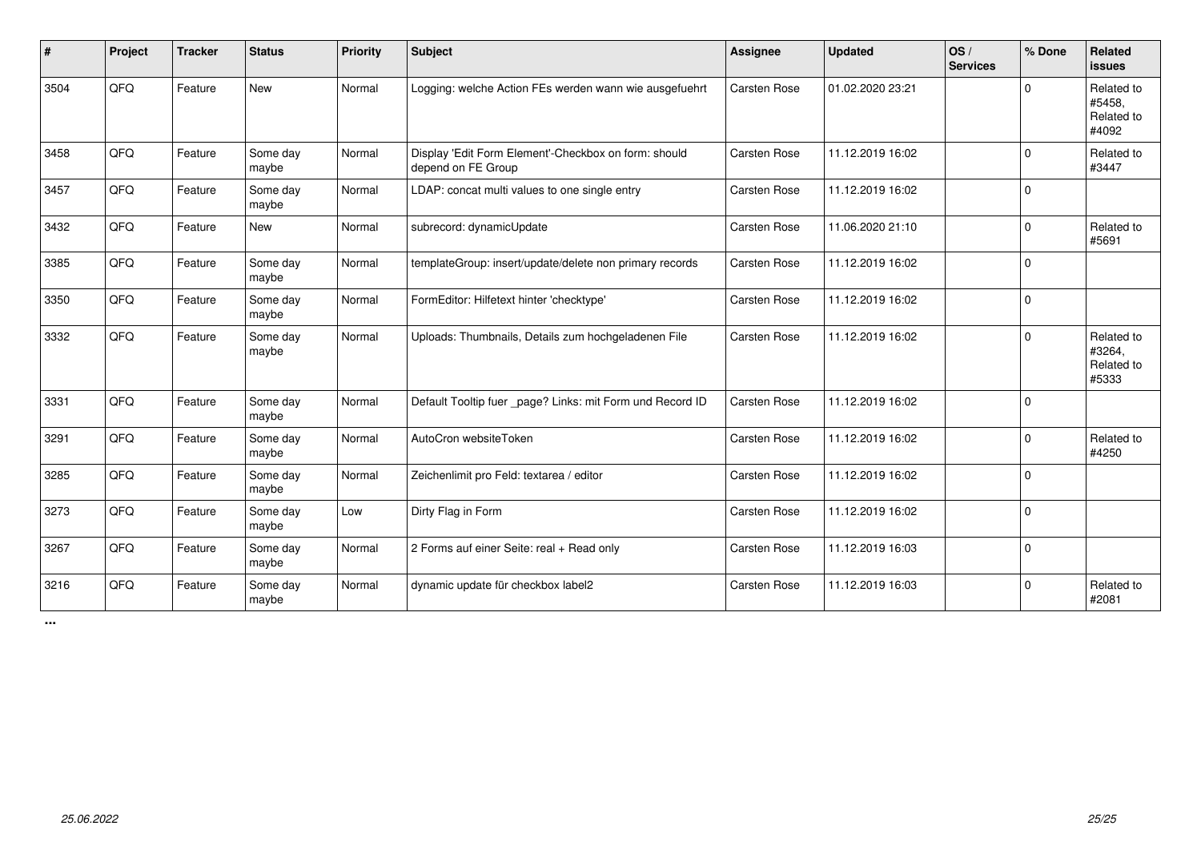| # | Project | Tracker | Status | Priority | Subject | Assignee | Updated | OS / Services | % Done | Related issues |
|---|---|---|---|---|---|---|---|---|---|---|
| 3504 | QFQ | Feature | New | Normal | Logging: welche Action FEs werden wann wie ausgefuehrt | Carsten Rose | 01.02.2020 23:21 | | 0 | Related to #5458, Related to #4092 |
| 3458 | QFQ | Feature | Some day maybe | Normal | Display 'Edit Form Element'-Checkbox on form: should depend on FE Group | Carsten Rose | 11.12.2019 16:02 | | 0 | Related to #3447 |
| 3457 | QFQ | Feature | Some day maybe | Normal | LDAP: concat multi values to one single entry | Carsten Rose | 11.12.2019 16:02 | | 0 | |
| 3432 | QFQ | Feature | New | Normal | subrecord: dynamicUpdate | Carsten Rose | 11.06.2020 21:10 | | 0 | Related to #5691 |
| 3385 | QFQ | Feature | Some day maybe | Normal | templateGroup: insert/update/delete non primary records | Carsten Rose | 11.12.2019 16:02 | | 0 | |
| 3350 | QFQ | Feature | Some day maybe | Normal | FormEditor: Hilfetext hinter 'checktype' | Carsten Rose | 11.12.2019 16:02 | | 0 | |
| 3332 | QFQ | Feature | Some day maybe | Normal | Uploads: Thumbnails, Details zum hochgeladenen File | Carsten Rose | 11.12.2019 16:02 | | 0 | Related to #3264, Related to #5333 |
| 3331 | QFQ | Feature | Some day maybe | Normal | Default Tooltip fuer _page? Links: mit Form und Record ID | Carsten Rose | 11.12.2019 16:02 | | 0 | |
| 3291 | QFQ | Feature | Some day maybe | Normal | AutoCron websiteToken | Carsten Rose | 11.12.2019 16:02 | | 0 | Related to #4250 |
| 3285 | QFQ | Feature | Some day maybe | Normal | Zeichenlimit pro Feld: textarea / editor | Carsten Rose | 11.12.2019 16:02 | | 0 | |
| 3273 | QFQ | Feature | Some day maybe | Low | Dirty Flag in Form | Carsten Rose | 11.12.2019 16:02 | | 0 | |
| 3267 | QFQ | Feature | Some day maybe | Normal | 2 Forms auf einer Seite: real + Read only | Carsten Rose | 11.12.2019 16:03 | | 0 | |
| 3216 | QFQ | Feature | Some day maybe | Normal | dynamic update für checkbox label2 | Carsten Rose | 11.12.2019 16:03 | | 0 | Related to #2081 |

...